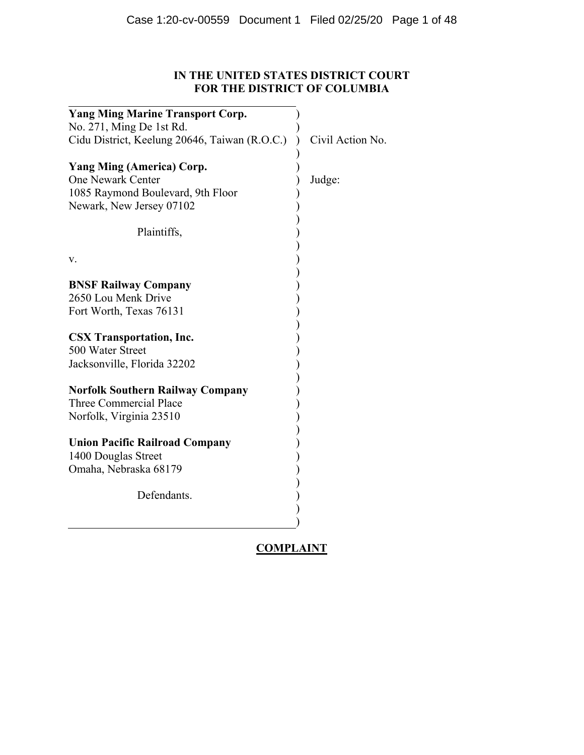**IN THE UNITED STATES DISTRICT COURT**
**FOR THE DISTRICT OF COLUMBIA**

**Yang Ming Marine Transport Corp.**
No. 271, Ming De 1st Rd.
Cidu District, Keelung 20646, Taiwan (R.O.C.)

**Yang Ming (America) Corp.**
One Newark Center
1085 Raymond Boulevard, 9th Floor
Newark, New Jersey 07102

Plaintiffs,

v.

**BNSF Railway Company**
2650 Lou Menk Drive
Fort Worth, Texas 76131

**CSX Transportation, Inc.**
500 Water Street
Jacksonville, Florida 32202

**Norfolk Southern Railway Company**
Three Commercial Place
Norfolk, Virginia 23510

**Union Pacific Railroad Company**
1400 Douglas Street
Omaha, Nebraska 68179

Defendants.

Civil Action No.

Judge:

**COMPLAINT**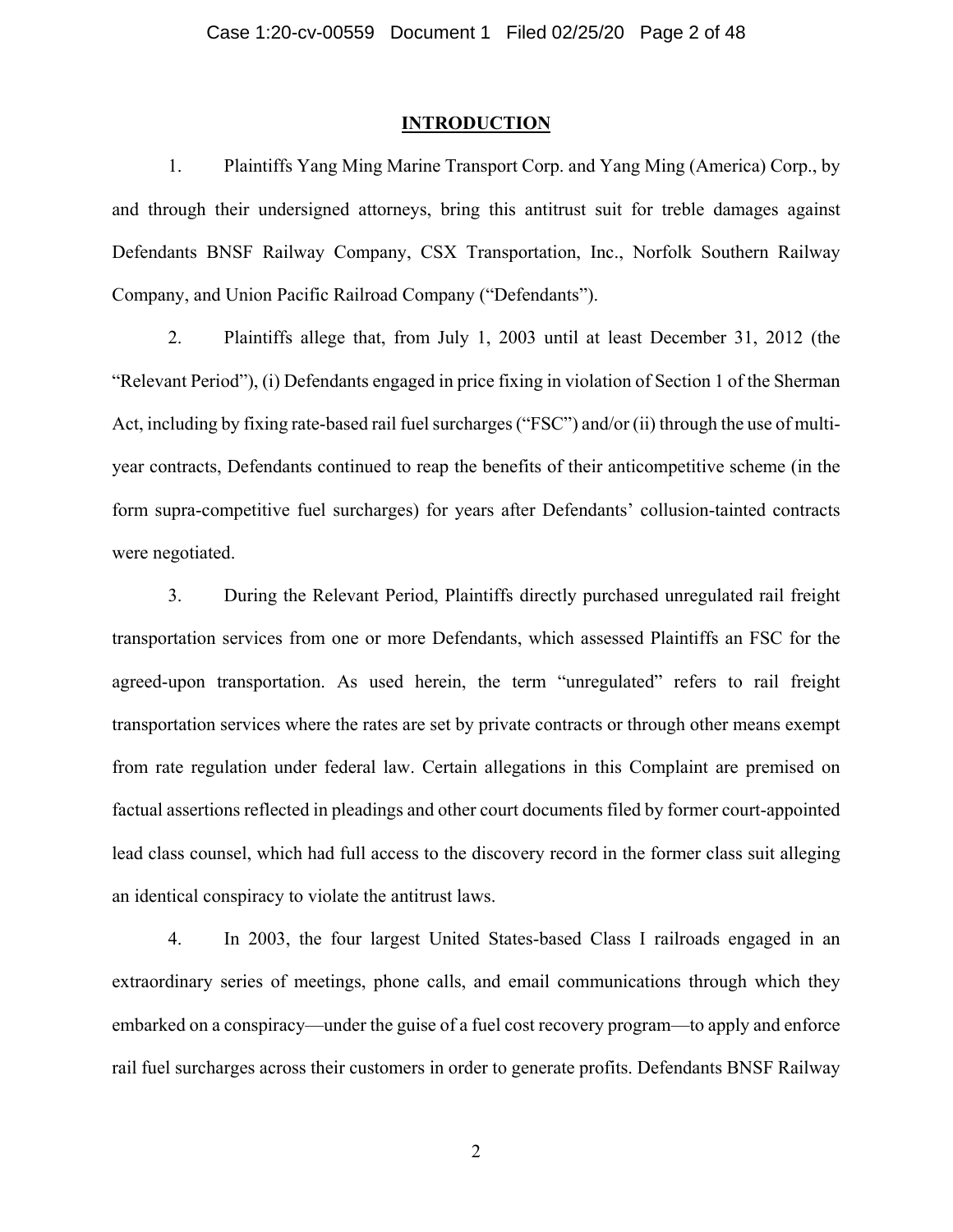## INTRODUCTION

1. Plaintiffs Yang Ming Marine Transport Corp. and Yang Ming (America) Corp., by and through their undersigned attorneys, bring this antitrust suit for treble damages against Defendants BNSF Railway Company, CSX Transportation, Inc., Norfolk Southern Railway Company, and Union Pacific Railroad Company ("Defendants").

2. Plaintiffs allege that, from July 1, 2003 until at least December 31, 2012 (the "Relevant Period"), (i) Defendants engaged in price fixing in violation of Section 1 of the Sherman Act, including by fixing rate-based rail fuel surcharges ("FSC") and/or (ii) through the use of multi-year contracts, Defendants continued to reap the benefits of their anticompetitive scheme (in the form supra-competitive fuel surcharges) for years after Defendants' collusion-tainted contracts were negotiated.

3. During the Relevant Period, Plaintiffs directly purchased unregulated rail freight transportation services from one or more Defendants, which assessed Plaintiffs an FSC for the agreed-upon transportation. As used herein, the term "unregulated" refers to rail freight transportation services where the rates are set by private contracts or through other means exempt from rate regulation under federal law. Certain allegations in this Complaint are premised on factual assertions reflected in pleadings and other court documents filed by former court-appointed lead class counsel, which had full access to the discovery record in the former class suit alleging an identical conspiracy to violate the antitrust laws.

4. In 2003, the four largest United States-based Class I railroads engaged in an extraordinary series of meetings, phone calls, and email communications through which they embarked on a conspiracy—under the guise of a fuel cost recovery program—to apply and enforce rail fuel surcharges across their customers in order to generate profits. Defendants BNSF Railway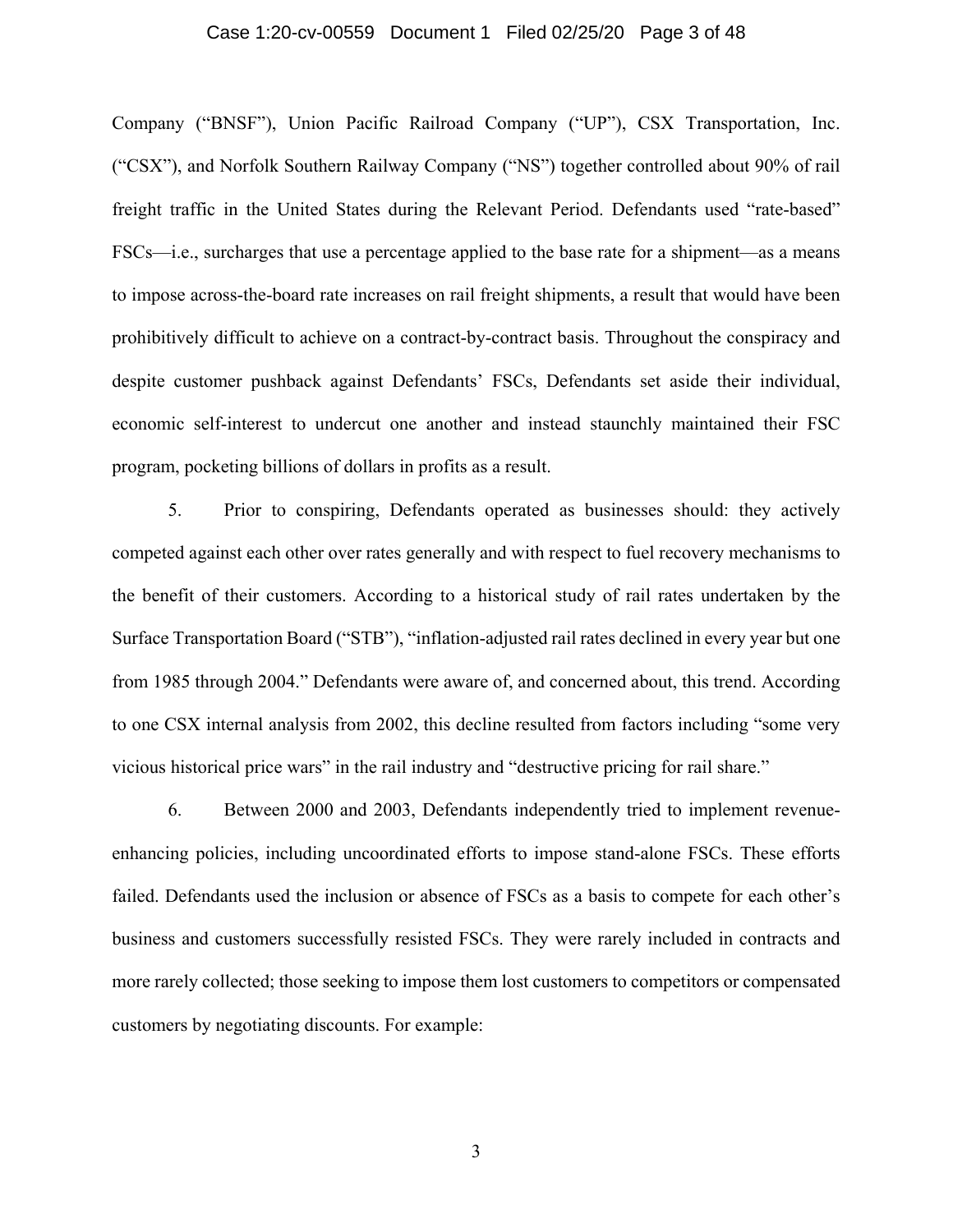Company ("BNSF"), Union Pacific Railroad Company ("UP"), CSX Transportation, Inc. ("CSX"), and Norfolk Southern Railway Company ("NS") together controlled about 90% of rail freight traffic in the United States during the Relevant Period. Defendants used "rate-based" FSCs—i.e., surcharges that use a percentage applied to the base rate for a shipment—as a means to impose across-the-board rate increases on rail freight shipments, a result that would have been prohibitively difficult to achieve on a contract-by-contract basis. Throughout the conspiracy and despite customer pushback against Defendants' FSCs, Defendants set aside their individual, economic self-interest to undercut one another and instead staunchly maintained their FSC program, pocketing billions of dollars in profits as a result.

5. Prior to conspiring, Defendants operated as businesses should: they actively competed against each other over rates generally and with respect to fuel recovery mechanisms to the benefit of their customers. According to a historical study of rail rates undertaken by the Surface Transportation Board ("STB"), "inflation-adjusted rail rates declined in every year but one from 1985 through 2004." Defendants were aware of, and concerned about, this trend. According to one CSX internal analysis from 2002, this decline resulted from factors including "some very vicious historical price wars" in the rail industry and "destructive pricing for rail share."

6. Between 2000 and 2003, Defendants independently tried to implement revenue-enhancing policies, including uncoordinated efforts to impose stand-alone FSCs. These efforts failed. Defendants used the inclusion or absence of FSCs as a basis to compete for each other's business and customers successfully resisted FSCs. They were rarely included in contracts and more rarely collected; those seeking to impose them lost customers to competitors or compensated customers by negotiating discounts. For example: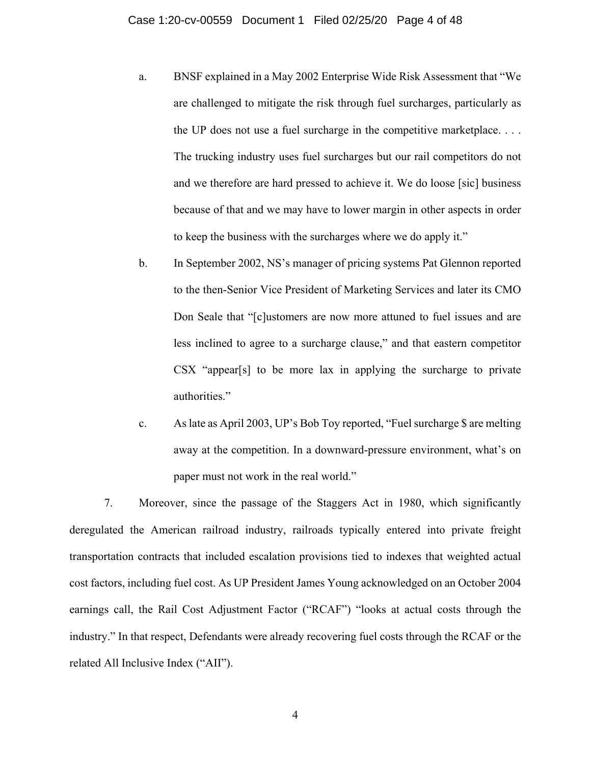a. BNSF explained in a May 2002 Enterprise Wide Risk Assessment that "We are challenged to mitigate the risk through fuel surcharges, particularly as the UP does not use a fuel surcharge in the competitive marketplace. . . . The trucking industry uses fuel surcharges but our rail competitors do not and we therefore are hard pressed to achieve it. We do loose [sic] business because of that and we may have to lower margin in other aspects in order to keep the business with the surcharges where we do apply it."

b. In September 2002, NS's manager of pricing systems Pat Glennon reported to the then-Senior Vice President of Marketing Services and later its CMO Don Seale that "[c]ustomers are now more attuned to fuel issues and are less inclined to agree to a surcharge clause," and that eastern competitor CSX "appear[s] to be more lax in applying the surcharge to private authorities."

c. As late as April 2003, UP's Bob Toy reported, "Fuel surcharge $ are melting away at the competition. In a downward-pressure environment, what's on paper must not work in the real world."

7. Moreover, since the passage of the Staggers Act in 1980, which significantly deregulated the American railroad industry, railroads typically entered into private freight transportation contracts that included escalation provisions tied to indexes that weighted actual cost factors, including fuel cost. As UP President James Young acknowledged on an October 2004 earnings call, the Rail Cost Adjustment Factor ("RCAF") "looks at actual costs through the industry." In that respect, Defendants were already recovering fuel costs through the RCAF or the related All Inclusive Index ("AII").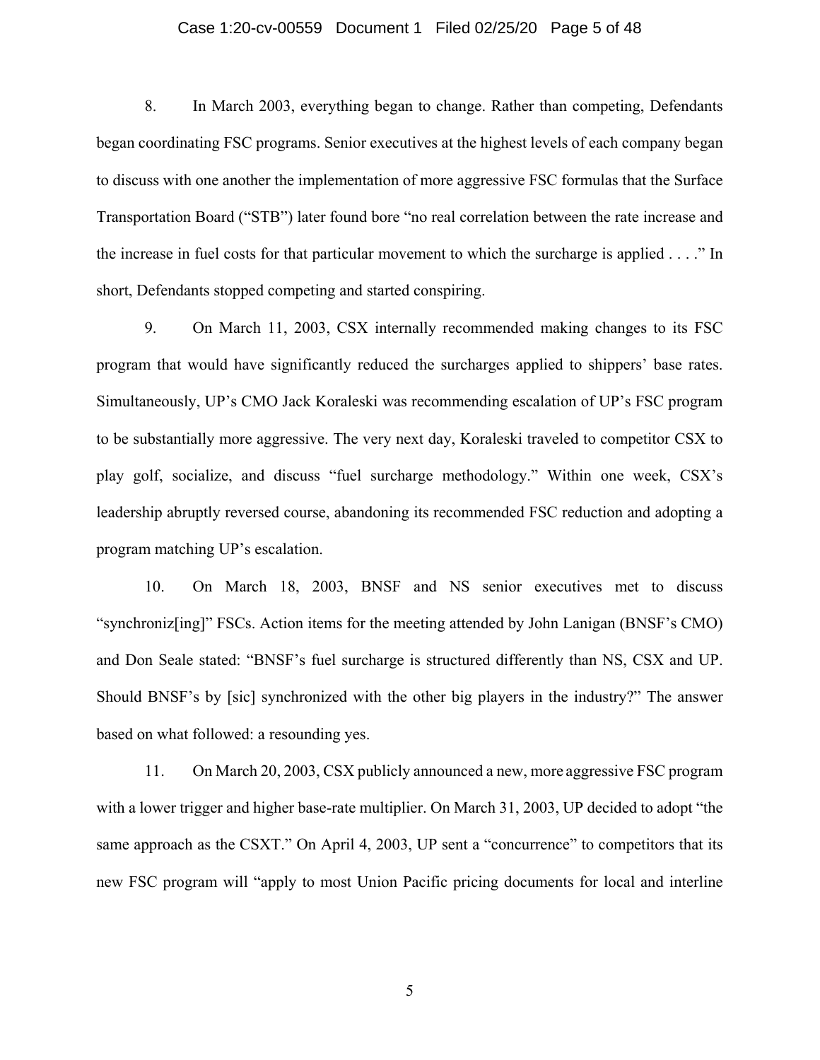8. In March 2003, everything began to change. Rather than competing, Defendants began coordinating FSC programs. Senior executives at the highest levels of each company began to discuss with one another the implementation of more aggressive FSC formulas that the Surface Transportation Board ("STB") later found bore "no real correlation between the rate increase and the increase in fuel costs for that particular movement to which the surcharge is applied . . . ." In short, Defendants stopped competing and started conspiring.

9. On March 11, 2003, CSX internally recommended making changes to its FSC program that would have significantly reduced the surcharges applied to shippers' base rates. Simultaneously, UP's CMO Jack Koraleski was recommending escalation of UP's FSC program to be substantially more aggressive. The very next day, Koraleski traveled to competitor CSX to play golf, socialize, and discuss "fuel surcharge methodology." Within one week, CSX's leadership abruptly reversed course, abandoning its recommended FSC reduction and adopting a program matching UP's escalation.

10. On March 18, 2003, BNSF and NS senior executives met to discuss "synchroniz[ing]" FSCs. Action items for the meeting attended by John Lanigan (BNSF's CMO) and Don Seale stated: "BNSF's fuel surcharge is structured differently than NS, CSX and UP. Should BNSF's by [sic] synchronized with the other big players in the industry?" The answer based on what followed: a resounding yes.

11. On March 20, 2003, CSX publicly announced a new, more aggressive FSC program with a lower trigger and higher base-rate multiplier. On March 31, 2003, UP decided to adopt "the same approach as the CSXT." On April 4, 2003, UP sent a "concurrence" to competitors that its new FSC program will "apply to most Union Pacific pricing documents for local and interline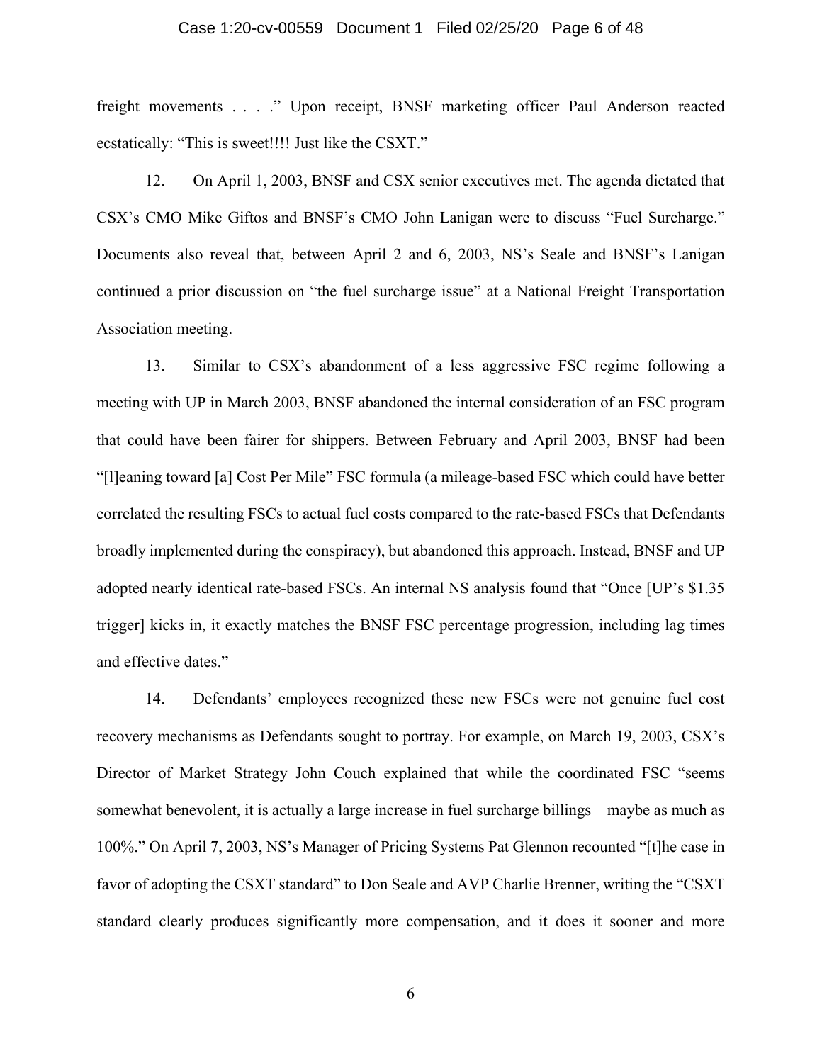freight movements . . . ." Upon receipt, BNSF marketing officer Paul Anderson reacted ecstatically: "This is sweet!!!! Just like the CSXT."

12. On April 1, 2003, BNSF and CSX senior executives met. The agenda dictated that CSX's CMO Mike Giftos and BNSF's CMO John Lanigan were to discuss "Fuel Surcharge." Documents also reveal that, between April 2 and 6, 2003, NS's Seale and BNSF's Lanigan continued a prior discussion on "the fuel surcharge issue" at a National Freight Transportation Association meeting.

13. Similar to CSX's abandonment of a less aggressive FSC regime following a meeting with UP in March 2003, BNSF abandoned the internal consideration of an FSC program that could have been fairer for shippers. Between February and April 2003, BNSF had been "[l]eaning toward [a] Cost Per Mile" FSC formula (a mileage-based FSC which could have better correlated the resulting FSCs to actual fuel costs compared to the rate-based FSCs that Defendants broadly implemented during the conspiracy), but abandoned this approach. Instead, BNSF and UP adopted nearly identical rate-based FSCs. An internal NS analysis found that "Once [UP's $1.35 trigger] kicks in, it exactly matches the BNSF FSC percentage progression, including lag times and effective dates."

14. Defendants' employees recognized these new FSCs were not genuine fuel cost recovery mechanisms as Defendants sought to portray. For example, on March 19, 2003, CSX's Director of Market Strategy John Couch explained that while the coordinated FSC "seems somewhat benevolent, it is actually a large increase in fuel surcharge billings – maybe as much as 100%." On April 7, 2003, NS's Manager of Pricing Systems Pat Glennon recounted "[t]he case in favor of adopting the CSXT standard" to Don Seale and AVP Charlie Brenner, writing the "CSXT standard clearly produces significantly more compensation, and it does it sooner and more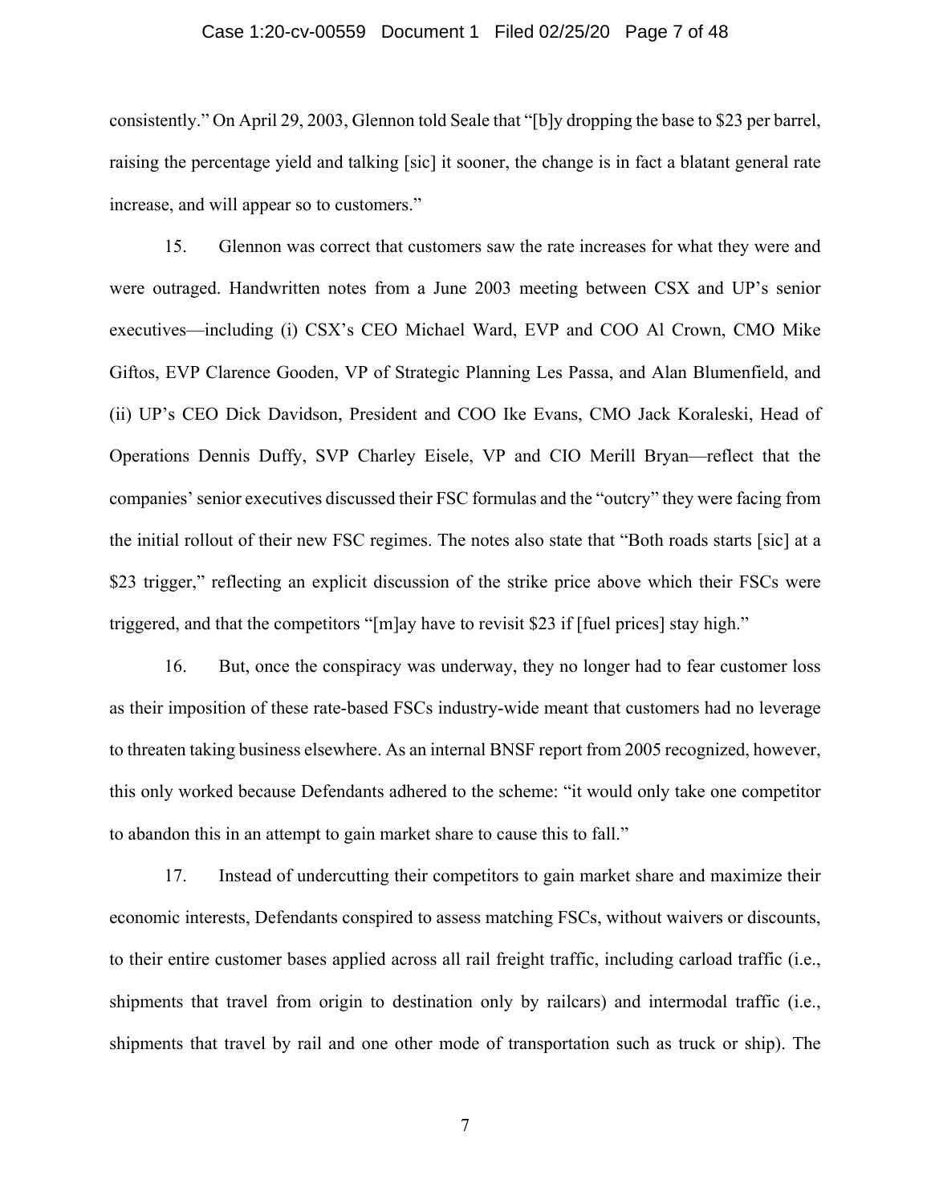consistently." On April 29, 2003, Glennon told Seale that "[b]y dropping the base to $23 per barrel, raising the percentage yield and talking [sic] it sooner, the change is in fact a blatant general rate increase, and will appear so to customers."

15. Glennon was correct that customers saw the rate increases for what they were and were outraged. Handwritten notes from a June 2003 meeting between CSX and UP's senior executives—including (i) CSX's CEO Michael Ward, EVP and COO Al Crown, CMO Mike Giftos, EVP Clarence Gooden, VP of Strategic Planning Les Passa, and Alan Blumenfield, and (ii) UP's CEO Dick Davidson, President and COO Ike Evans, CMO Jack Koraleski, Head of Operations Dennis Duffy, SVP Charley Eisele, VP and CIO Merill Bryan—reflect that the companies' senior executives discussed their FSC formulas and the "outcry" they were facing from the initial rollout of their new FSC regimes. The notes also state that "Both roads starts [sic] at a $23 trigger," reflecting an explicit discussion of the strike price above which their FSCs were triggered, and that the competitors "[m]ay have to revisit $23 if [fuel prices] stay high."

16. But, once the conspiracy was underway, they no longer had to fear customer loss as their imposition of these rate-based FSCs industry-wide meant that customers had no leverage to threaten taking business elsewhere. As an internal BNSF report from 2005 recognized, however, this only worked because Defendants adhered to the scheme: "it would only take one competitor to abandon this in an attempt to gain market share to cause this to fall."

17. Instead of undercutting their competitors to gain market share and maximize their economic interests, Defendants conspired to assess matching FSCs, without waivers or discounts, to their entire customer bases applied across all rail freight traffic, including carload traffic (i.e., shipments that travel from origin to destination only by railcars) and intermodal traffic (i.e., shipments that travel by rail and one other mode of transportation such as truck or ship). The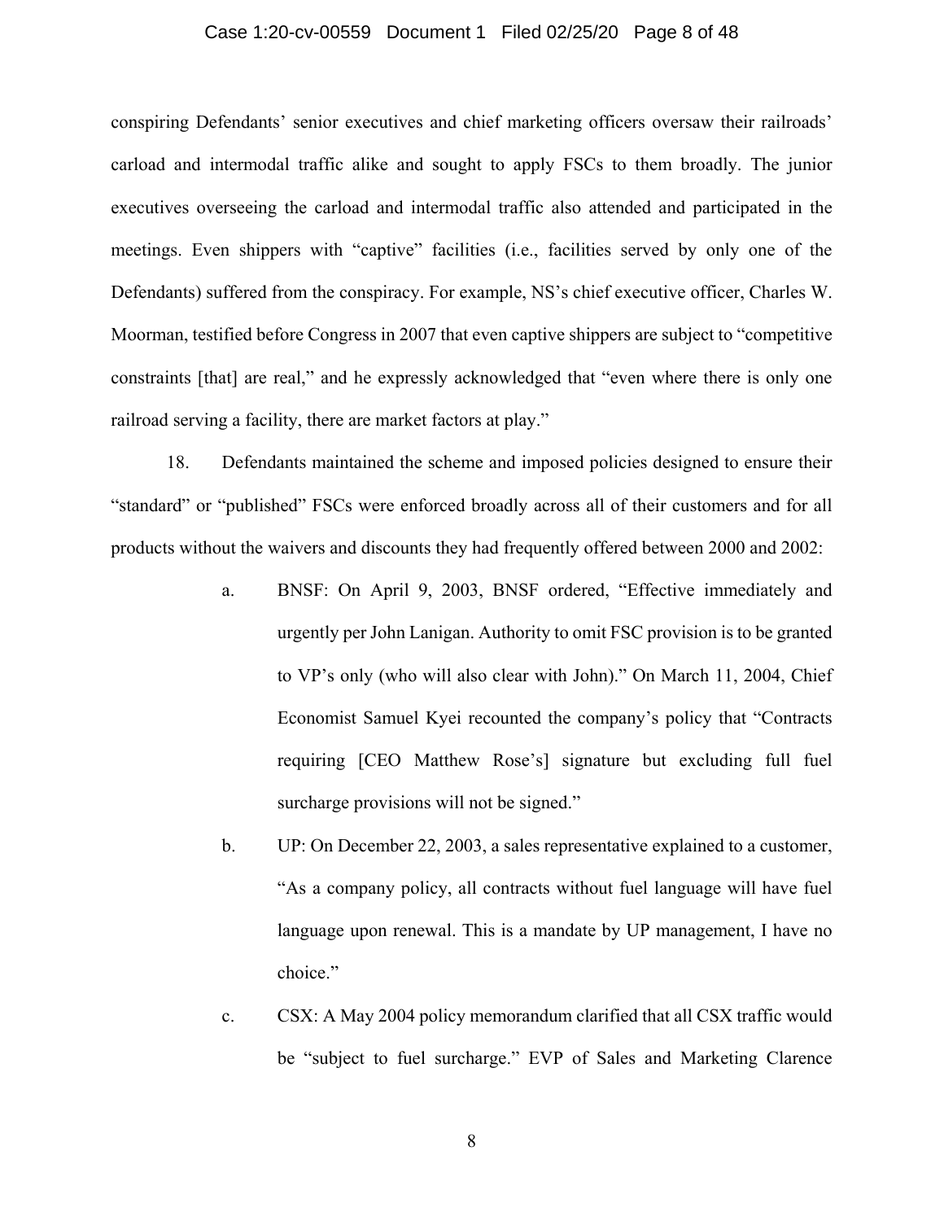conspiring Defendants' senior executives and chief marketing officers oversaw their railroads' carload and intermodal traffic alike and sought to apply FSCs to them broadly. The junior executives overseeing the carload and intermodal traffic also attended and participated in the meetings. Even shippers with "captive" facilities (i.e., facilities served by only one of the Defendants) suffered from the conspiracy. For example, NS's chief executive officer, Charles W. Moorman, testified before Congress in 2007 that even captive shippers are subject to "competitive constraints [that] are real," and he expressly acknowledged that "even where there is only one railroad serving a facility, there are market factors at play."

18. Defendants maintained the scheme and imposed policies designed to ensure their "standard" or "published" FSCs were enforced broadly across all of their customers and for all products without the waivers and discounts they had frequently offered between 2000 and 2002:

a. BNSF: On April 9, 2003, BNSF ordered, "Effective immediately and urgently per John Lanigan. Authority to omit FSC provision is to be granted to VP's only (who will also clear with John)." On March 11, 2004, Chief Economist Samuel Kyei recounted the company's policy that "Contracts requiring [CEO Matthew Rose's] signature but excluding full fuel surcharge provisions will not be signed."

b. UP: On December 22, 2003, a sales representative explained to a customer, "As a company policy, all contracts without fuel language will have fuel language upon renewal. This is a mandate by UP management, I have no choice."

c. CSX: A May 2004 policy memorandum clarified that all CSX traffic would be "subject to fuel surcharge." EVP of Sales and Marketing Clarence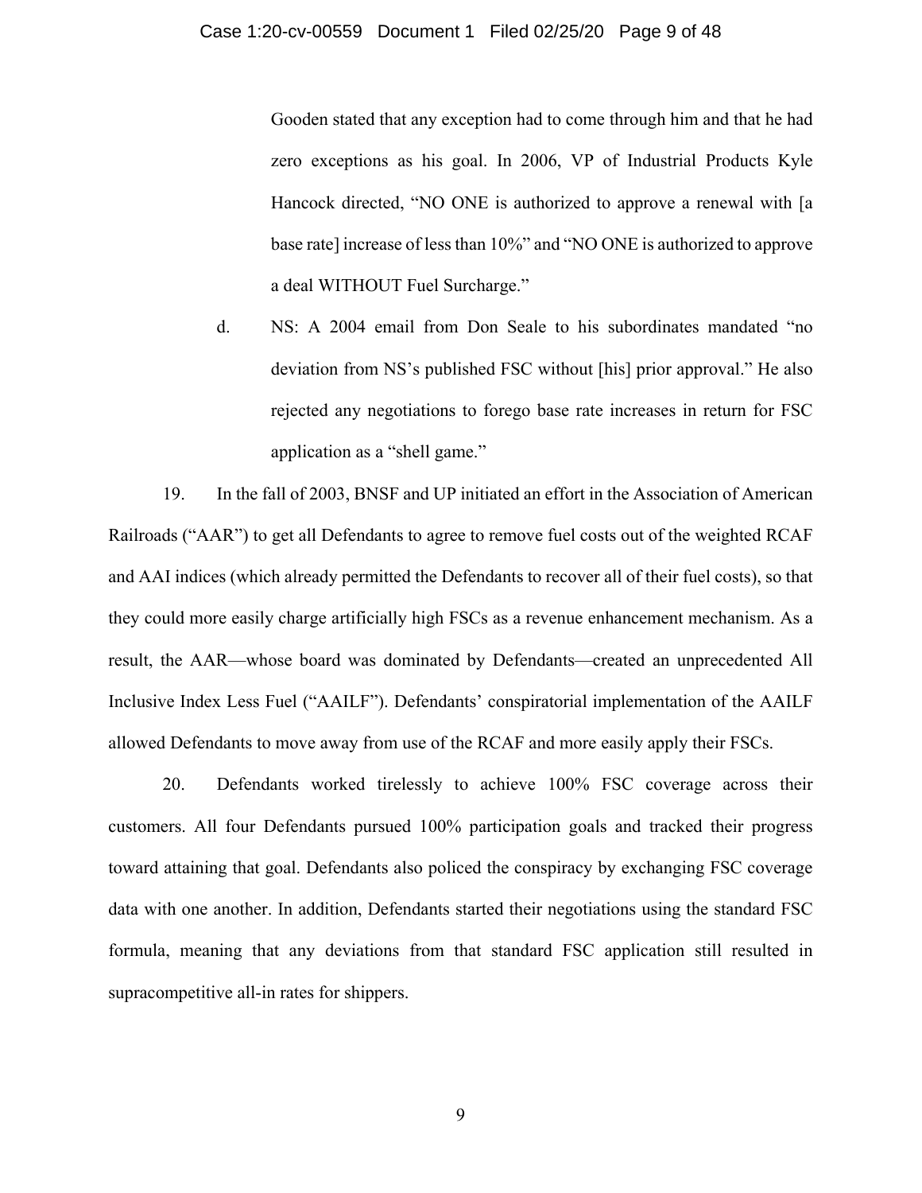Gooden stated that any exception had to come through him and that he had zero exceptions as his goal. In 2006, VP of Industrial Products Kyle Hancock directed, "NO ONE is authorized to approve a renewal with [a base rate] increase of less than 10%" and "NO ONE is authorized to approve a deal WITHOUT Fuel Surcharge."

d. NS: A 2004 email from Don Seale to his subordinates mandated "no deviation from NS's published FSC without [his] prior approval." He also rejected any negotiations to forego base rate increases in return for FSC application as a "shell game."

19. In the fall of 2003, BNSF and UP initiated an effort in the Association of American Railroads ("AAR") to get all Defendants to agree to remove fuel costs out of the weighted RCAF and AAI indices (which already permitted the Defendants to recover all of their fuel costs), so that they could more easily charge artificially high FSCs as a revenue enhancement mechanism. As a result, the AAR—whose board was dominated by Defendants—created an unprecedented All Inclusive Index Less Fuel ("AAILF"). Defendants' conspiratorial implementation of the AAILF allowed Defendants to move away from use of the RCAF and more easily apply their FSCs.

20. Defendants worked tirelessly to achieve 100% FSC coverage across their customers. All four Defendants pursued 100% participation goals and tracked their progress toward attaining that goal. Defendants also policed the conspiracy by exchanging FSC coverage data with one another. In addition, Defendants started their negotiations using the standard FSC formula, meaning that any deviations from that standard FSC application still resulted in supracompetitive all-in rates for shippers.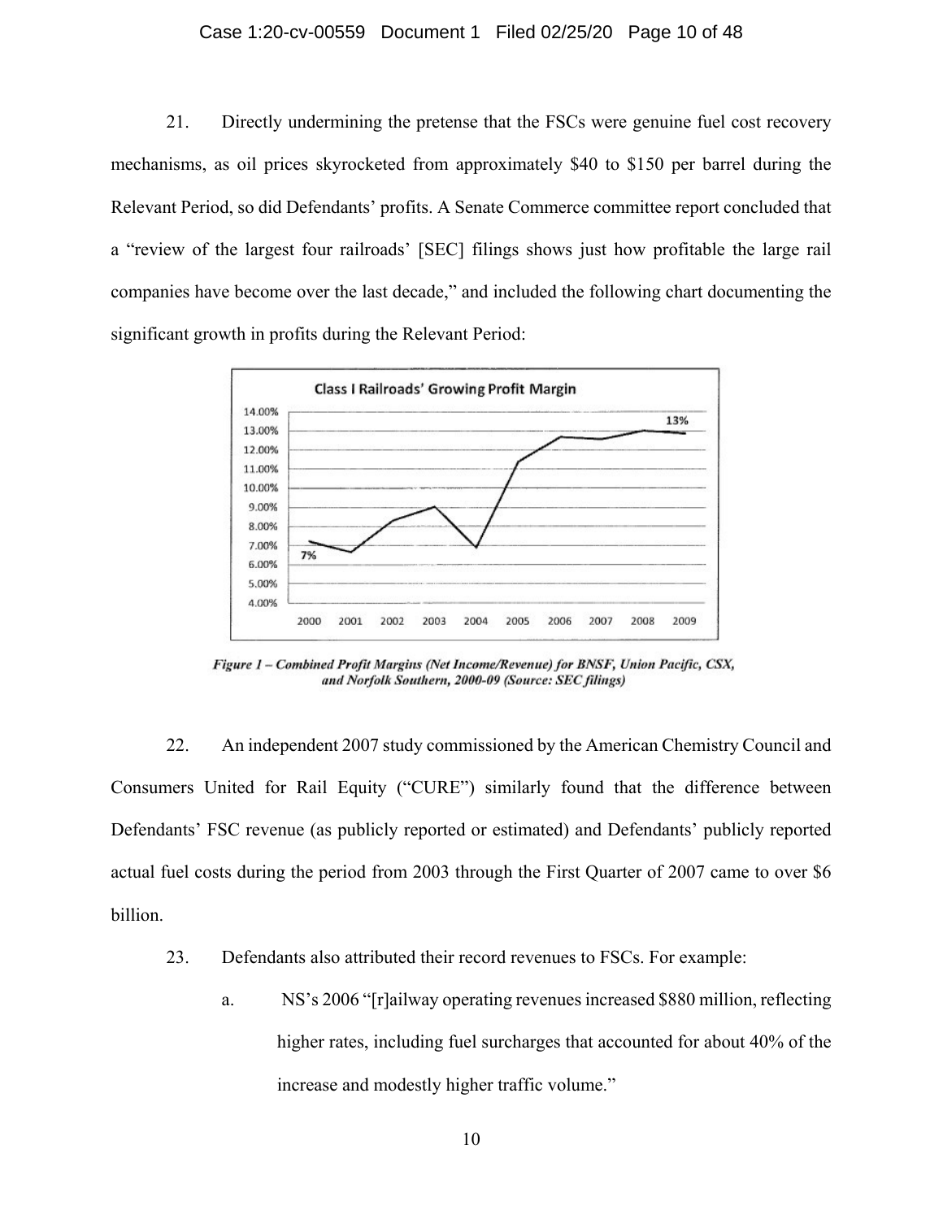21. Directly undermining the pretense that the FSCs were genuine fuel cost recovery mechanisms, as oil prices skyrocketed from approximately $40 to $150 per barrel during the Relevant Period, so did Defendants' profits. A Senate Commerce committee report concluded that a "review of the largest four railroads' [SEC] filings shows just how profitable the large rail companies have become over the last decade," and included the following chart documenting the significant growth in profits during the Relevant Period:

*Figure 1 – Combined Profit Margins (Net Income/Revenue) for BNSF, Union Pacific, CSX, and Norfolk Southern, 2000-09 (Source: SEC filings)*

22. An independent 2007 study commissioned by the American Chemistry Council and Consumers United for Rail Equity ("CURE") similarly found that the difference between Defendants' FSC revenue (as publicly reported or estimated) and Defendants' publicly reported actual fuel costs during the period from 2003 through the First Quarter of 2007 came to over $6 billion.

23. Defendants also attributed their record revenues to FSCs. For example:

a. NS's 2006 "[r]ailway operating revenues increased $880 million, reflecting higher rates, including fuel surcharges that accounted for about 40% of the increase and modestly higher traffic volume."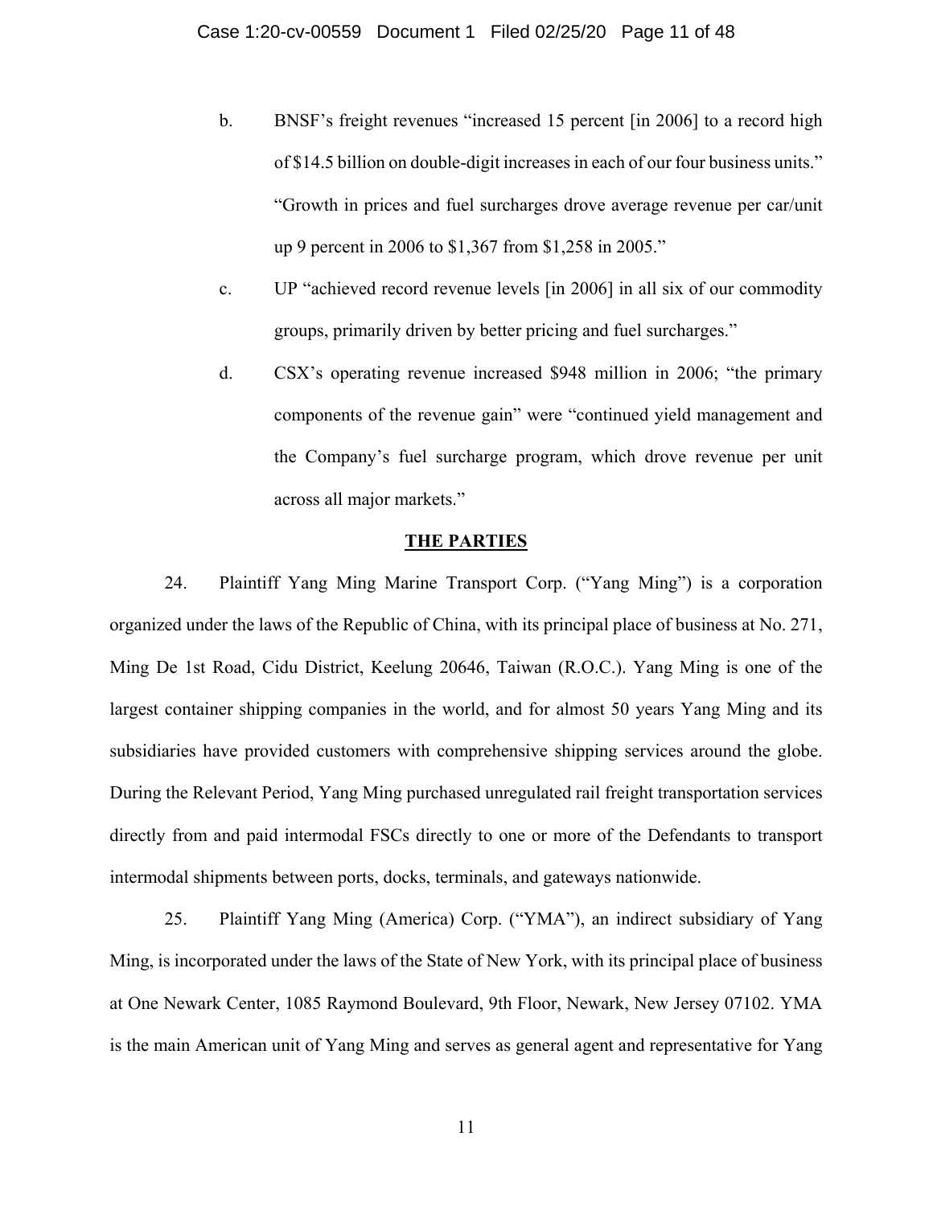b. BNSF's freight revenues "increased 15 percent [in 2006] to a record high of $14.5 billion on double-digit increases in each of our four business units." "Growth in prices and fuel surcharges drove average revenue per car/unit up 9 percent in 2006 to $1,367 from $1,258 in 2005."

c. UP "achieved record revenue levels [in 2006] in all six of our commodity groups, primarily driven by better pricing and fuel surcharges."

d. CSX's operating revenue increased $948 million in 2006; "the primary components of the revenue gain" were "continued yield management and the Company's fuel surcharge program, which drove revenue per unit across all major markets."

## THE PARTIES

24. Plaintiff Yang Ming Marine Transport Corp. ("Yang Ming") is a corporation organized under the laws of the Republic of China, with its principal place of business at No. 271, Ming De 1st Road, Cidu District, Keelung 20646, Taiwan (R.O.C.). Yang Ming is one of the largest container shipping companies in the world, and for almost 50 years Yang Ming and its subsidiaries have provided customers with comprehensive shipping services around the globe. During the Relevant Period, Yang Ming purchased unregulated rail freight transportation services directly from and paid intermodal FSCs directly to one or more of the Defendants to transport intermodal shipments between ports, docks, terminals, and gateways nationwide.

25. Plaintiff Yang Ming (America) Corp. ("YMA"), an indirect subsidiary of Yang Ming, is incorporated under the laws of the State of New York, with its principal place of business at One Newark Center, 1085 Raymond Boulevard, 9th Floor, Newark, New Jersey 07102. YMA is the main American unit of Yang Ming and serves as general agent and representative for Yang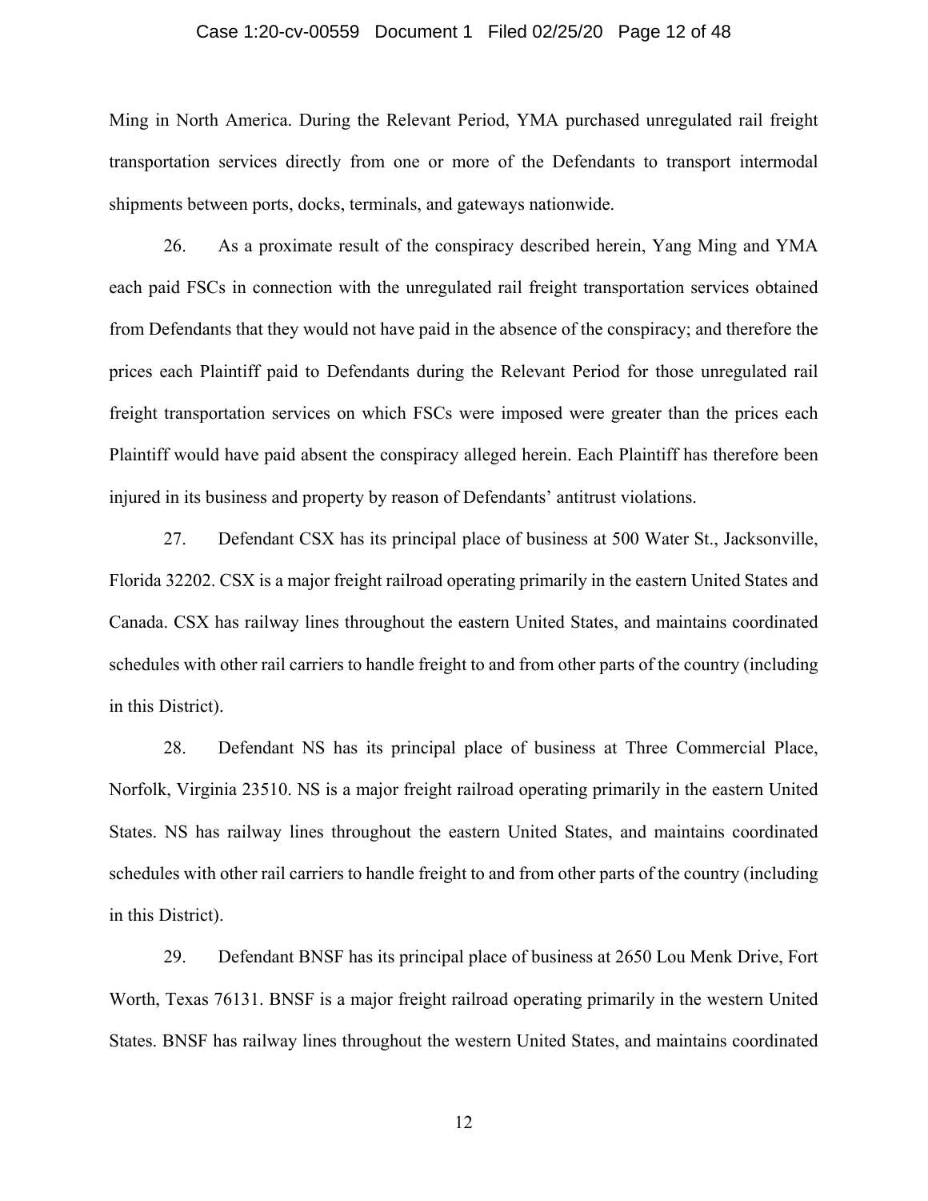Ming in North America. During the Relevant Period, YMA purchased unregulated rail freight transportation services directly from one or more of the Defendants to transport intermodal shipments between ports, docks, terminals, and gateways nationwide.

26. As a proximate result of the conspiracy described herein, Yang Ming and YMA each paid FSCs in connection with the unregulated rail freight transportation services obtained from Defendants that they would not have paid in the absence of the conspiracy; and therefore the prices each Plaintiff paid to Defendants during the Relevant Period for those unregulated rail freight transportation services on which FSCs were imposed were greater than the prices each Plaintiff would have paid absent the conspiracy alleged herein. Each Plaintiff has therefore been injured in its business and property by reason of Defendants' antitrust violations.

27. Defendant CSX has its principal place of business at 500 Water St., Jacksonville, Florida 32202. CSX is a major freight railroad operating primarily in the eastern United States and Canada. CSX has railway lines throughout the eastern United States, and maintains coordinated schedules with other rail carriers to handle freight to and from other parts of the country (including in this District).

28. Defendant NS has its principal place of business at Three Commercial Place, Norfolk, Virginia 23510. NS is a major freight railroad operating primarily in the eastern United States. NS has railway lines throughout the eastern United States, and maintains coordinated schedules with other rail carriers to handle freight to and from other parts of the country (including in this District).

29. Defendant BNSF has its principal place of business at 2650 Lou Menk Drive, Fort Worth, Texas 76131. BNSF is a major freight railroad operating primarily in the western United States. BNSF has railway lines throughout the western United States, and maintains coordinated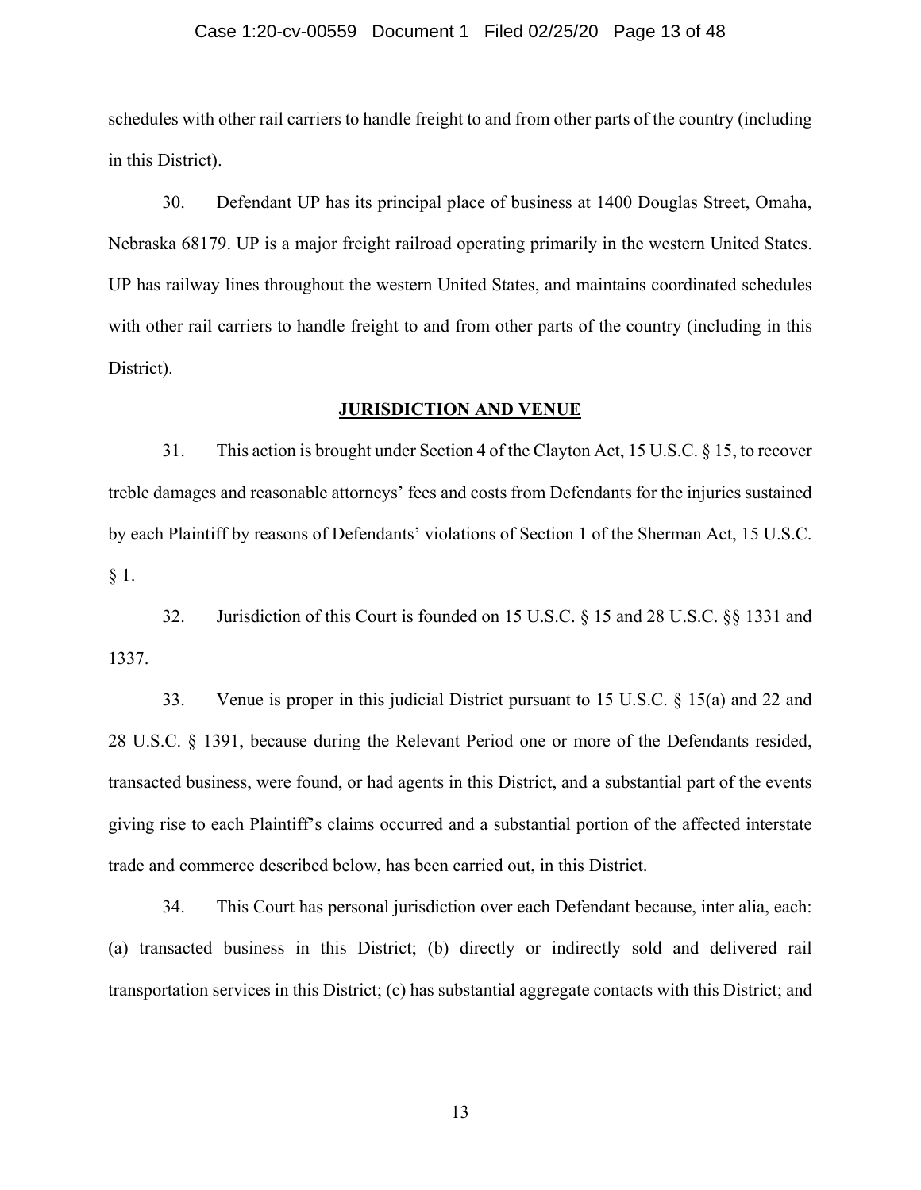schedules with other rail carriers to handle freight to and from other parts of the country (including in this District).

30. Defendant UP has its principal place of business at 1400 Douglas Street, Omaha, Nebraska 68179. UP is a major freight railroad operating primarily in the western United States. UP has railway lines throughout the western United States, and maintains coordinated schedules with other rail carriers to handle freight to and from other parts of the country (including in this District).

## **JURISDICTION AND VENUE**

31. This action is brought under Section 4 of the Clayton Act, 15 U.S.C. § 15, to recover treble damages and reasonable attorneys' fees and costs from Defendants for the injuries sustained by each Plaintiff by reasons of Defendants' violations of Section 1 of the Sherman Act, 15 U.S.C. § 1.

32. Jurisdiction of this Court is founded on 15 U.S.C. § 15 and 28 U.S.C. §§ 1331 and 1337.

33. Venue is proper in this judicial District pursuant to 15 U.S.C. § 15(a) and 22 and 28 U.S.C. § 1391, because during the Relevant Period one or more of the Defendants resided, transacted business, were found, or had agents in this District, and a substantial part of the events giving rise to each Plaintiff's claims occurred and a substantial portion of the affected interstate trade and commerce described below, has been carried out, in this District.

34. This Court has personal jurisdiction over each Defendant because, inter alia, each: (a) transacted business in this District; (b) directly or indirectly sold and delivered rail transportation services in this District; (c) has substantial aggregate contacts with this District; and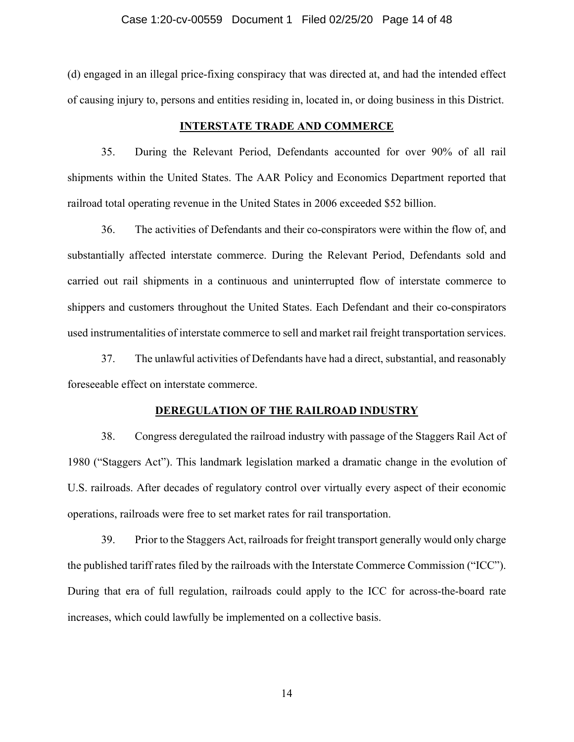(d) engaged in an illegal price-fixing conspiracy that was directed at, and had the intended effect of causing injury to, persons and entities residing in, located in, or doing business in this District.

## INTERSTATE TRADE AND COMMERCE

35. During the Relevant Period, Defendants accounted for over 90% of all rail shipments within the United States. The AAR Policy and Economics Department reported that railroad total operating revenue in the United States in 2006 exceeded $52 billion.

36. The activities of Defendants and their co-conspirators were within the flow of, and substantially affected interstate commerce. During the Relevant Period, Defendants sold and carried out rail shipments in a continuous and uninterrupted flow of interstate commerce to shippers and customers throughout the United States. Each Defendant and their co-conspirators used instrumentalities of interstate commerce to sell and market rail freight transportation services.

37. The unlawful activities of Defendants have had a direct, substantial, and reasonably foreseeable effect on interstate commerce.

## DEREGULATION OF THE RAILROAD INDUSTRY

38. Congress deregulated the railroad industry with passage of the Staggers Rail Act of 1980 ("Staggers Act"). This landmark legislation marked a dramatic change in the evolution of U.S. railroads. After decades of regulatory control over virtually every aspect of their economic operations, railroads were free to set market rates for rail transportation.

39. Prior to the Staggers Act, railroads for freight transport generally would only charge the published tariff rates filed by the railroads with the Interstate Commerce Commission ("ICC"). During that era of full regulation, railroads could apply to the ICC for across-the-board rate increases, which could lawfully be implemented on a collective basis.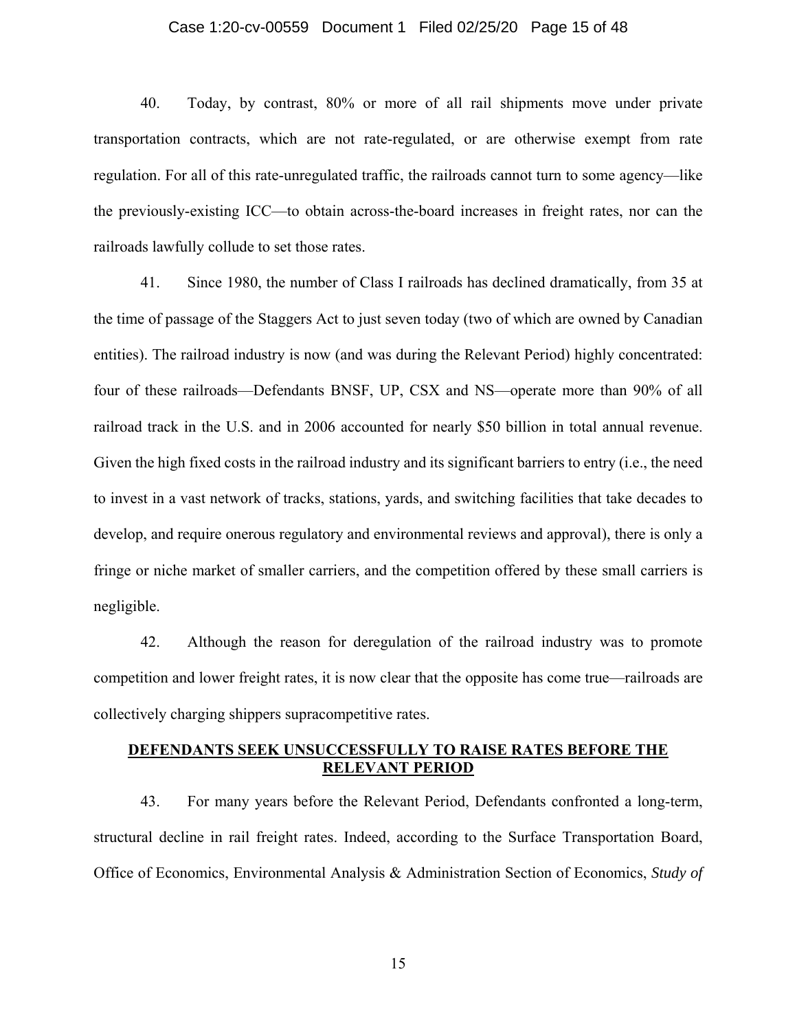40. Today, by contrast, 80% or more of all rail shipments move under private transportation contracts, which are not rate-regulated, or are otherwise exempt from rate regulation. For all of this rate-unregulated traffic, the railroads cannot turn to some agency—like the previously-existing ICC—to obtain across-the-board increases in freight rates, nor can the railroads lawfully collude to set those rates.

41. Since 1980, the number of Class I railroads has declined dramatically, from 35 at the time of passage of the Staggers Act to just seven today (two of which are owned by Canadian entities). The railroad industry is now (and was during the Relevant Period) highly concentrated: four of these railroads—Defendants BNSF, UP, CSX and NS—operate more than 90% of all railroad track in the U.S. and in 2006 accounted for nearly $50 billion in total annual revenue. Given the high fixed costs in the railroad industry and its significant barriers to entry (i.e., the need to invest in a vast network of tracks, stations, yards, and switching facilities that take decades to develop, and require onerous regulatory and environmental reviews and approval), there is only a fringe or niche market of smaller carriers, and the competition offered by these small carriers is negligible.

42. Although the reason for deregulation of the railroad industry was to promote competition and lower freight rates, it is now clear that the opposite has come true—railroads are collectively charging shippers supracompetitive rates.

## DEFENDANTS SEEK UNSUCCESSFULLY TO RAISE RATES BEFORE THE RELEVANT PERIOD

43. For many years before the Relevant Period, Defendants confronted a long-term, structural decline in rail freight rates. Indeed, according to the Surface Transportation Board, Office of Economics, Environmental Analysis & Administration Section of Economics, *Study of*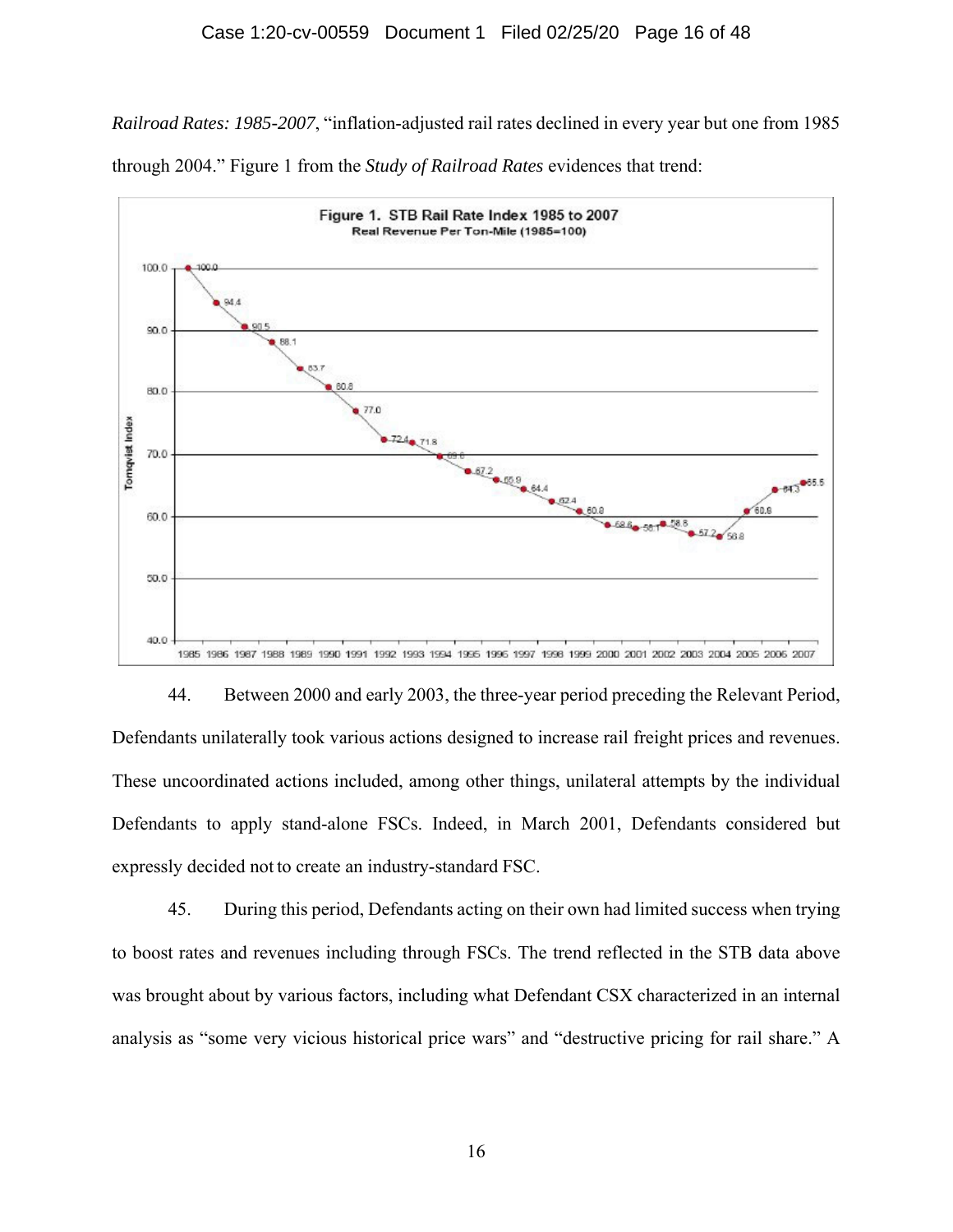*Railroad Rates: 1985-2007*, "inflation-adjusted rail rates declined in every year but one from 1985 through 2004." Figure 1 from the *Study of Railroad Rates* evidences that trend:

**Figure 1. STB Rail Rate Index 1985 to 2007**
Real Revenue Per Ton-Mile (1985=100)

| Year | Tornqvist Index |
|---|---|
| 1985 | 100.0 |
| 1986 | 94.4 |
| 1987 | 90.5 |
| 1988 | 88.1 |
| 1989 | 83.7 |
| 1990 | 80.8 |
| 1991 | 77.0 |
| 1992 | 72.4 |
| 1993 | 71.8 |
| 1994 | 69.6 |
| 1995 | 67.2 |
| 1996 | 65.9 |
| 1997 | 64.4 |
| 1998 | 62.4 |
| 1999 | 60.8 |
| 2000 | 58.6 |
| 2001 | 58.1 |
| 2002 | 58.8 |
| 2003 | 57.2 |
| 2004 | 56.8 |
| 2005 | 60.8 |
| 2006 | 64.3 |
| 2007 | 65.5 |

44. Between 2000 and early 2003, the three-year period preceding the Relevant Period, Defendants unilaterally took various actions designed to increase rail freight prices and revenues. These uncoordinated actions included, among other things, unilateral attempts by the individual Defendants to apply stand-alone FSCs. Indeed, in March 2001, Defendants considered but expressly decided not to create an industry-standard FSC.

45. During this period, Defendants acting on their own had limited success when trying to boost rates and revenues including through FSCs. The trend reflected in the STB data above was brought about by various factors, including what Defendant CSX characterized in an internal analysis as "some very vicious historical price wars" and "destructive pricing for rail share." A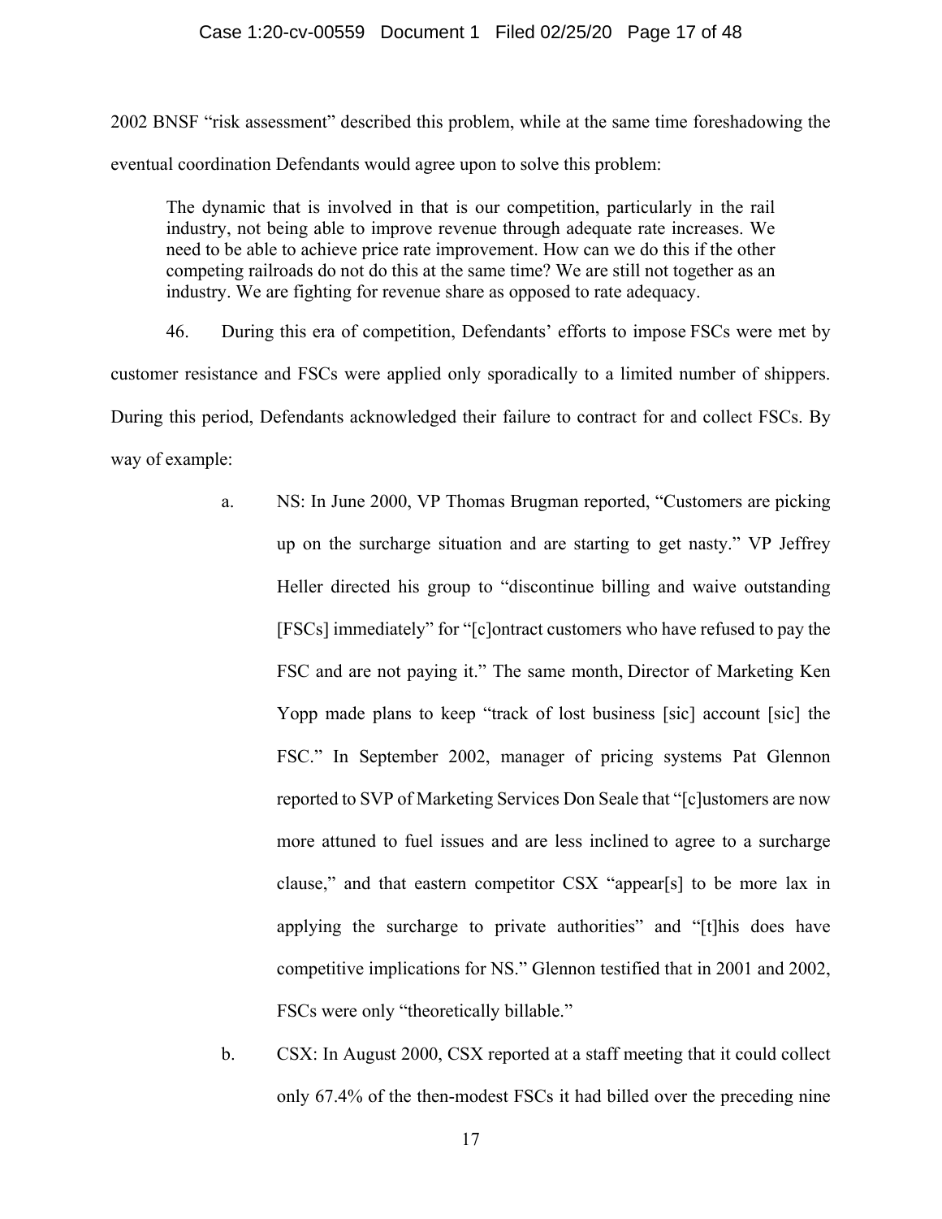2002 BNSF "risk assessment" described this problem, while at the same time foreshadowing the eventual coordination Defendants would agree upon to solve this problem:

> The dynamic that is involved in that is our competition, particularly in the rail industry, not being able to improve revenue through adequate rate increases. We need to be able to achieve price rate improvement. How can we do this if the other competing railroads do not do this at the same time? We are still not together as an industry. We are fighting for revenue share as opposed to rate adequacy.

46. During this era of competition, Defendants' efforts to impose FSCs were met by customer resistance and FSCs were applied only sporadically to a limited number of shippers. During this period, Defendants acknowledged their failure to contract for and collect FSCs. By way of example:

a. NS: In June 2000, VP Thomas Brugman reported, "Customers are picking up on the surcharge situation and are starting to get nasty." VP Jeffrey Heller directed his group to "discontinue billing and waive outstanding [FSCs] immediately" for "[c]ontract customers who have refused to pay the FSC and are not paying it." The same month, Director of Marketing Ken Yopp made plans to keep "track of lost business [sic] account [sic] the FSC." In September 2002, manager of pricing systems Pat Glennon reported to SVP of Marketing Services Don Seale that "[c]ustomers are now more attuned to fuel issues and are less inclined to agree to a surcharge clause," and that eastern competitor CSX "appear[s] to be more lax in applying the surcharge to private authorities" and "[t]his does have competitive implications for NS." Glennon testified that in 2001 and 2002, FSCs were only "theoretically billable."

b. CSX: In August 2000, CSX reported at a staff meeting that it could collect only 67.4% of the then-modest FSCs it had billed over the preceding nine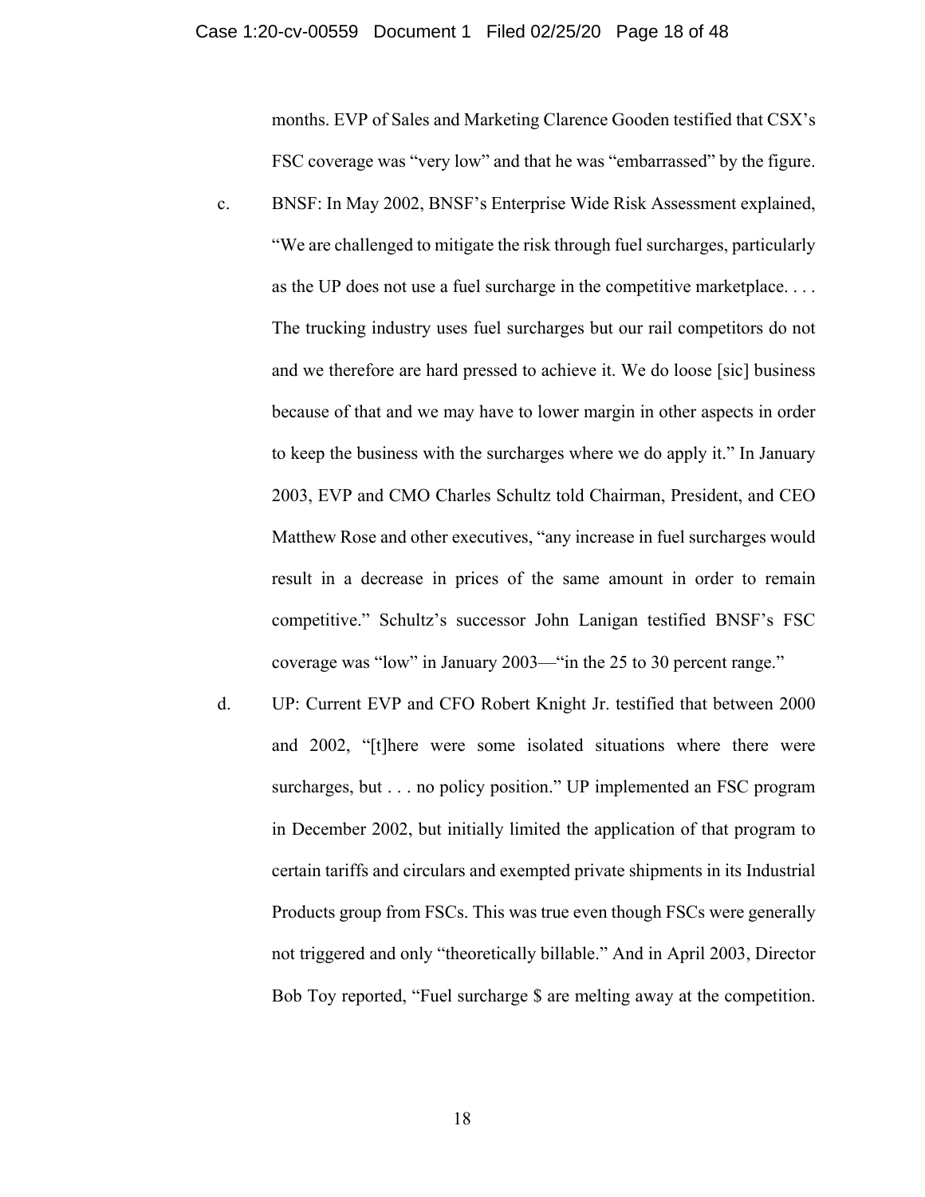months. EVP of Sales and Marketing Clarence Gooden testified that CSX's FSC coverage was "very low" and that he was "embarrassed" by the figure.

c. BNSF: In May 2002, BNSF's Enterprise Wide Risk Assessment explained, "We are challenged to mitigate the risk through fuel surcharges, particularly as the UP does not use a fuel surcharge in the competitive marketplace. . . . The trucking industry uses fuel surcharges but our rail competitors do not and we therefore are hard pressed to achieve it. We do loose [sic] business because of that and we may have to lower margin in other aspects in order to keep the business with the surcharges where we do apply it." In January 2003, EVP and CMO Charles Schultz told Chairman, President, and CEO Matthew Rose and other executives, "any increase in fuel surcharges would result in a decrease in prices of the same amount in order to remain competitive." Schultz's successor John Lanigan testified BNSF's FSC coverage was "low" in January 2003—"in the 25 to 30 percent range."

d. UP: Current EVP and CFO Robert Knight Jr. testified that between 2000 and 2002, "[t]here were some isolated situations where there were surcharges, but . . . no policy position." UP implemented an FSC program in December 2002, but initially limited the application of that program to certain tariffs and circulars and exempted private shipments in its Industrial Products group from FSCs. This was true even though FSCs were generally not triggered and only "theoretically billable." And in April 2003, Director Bob Toy reported, "Fuel surcharge $ are melting away at the competition.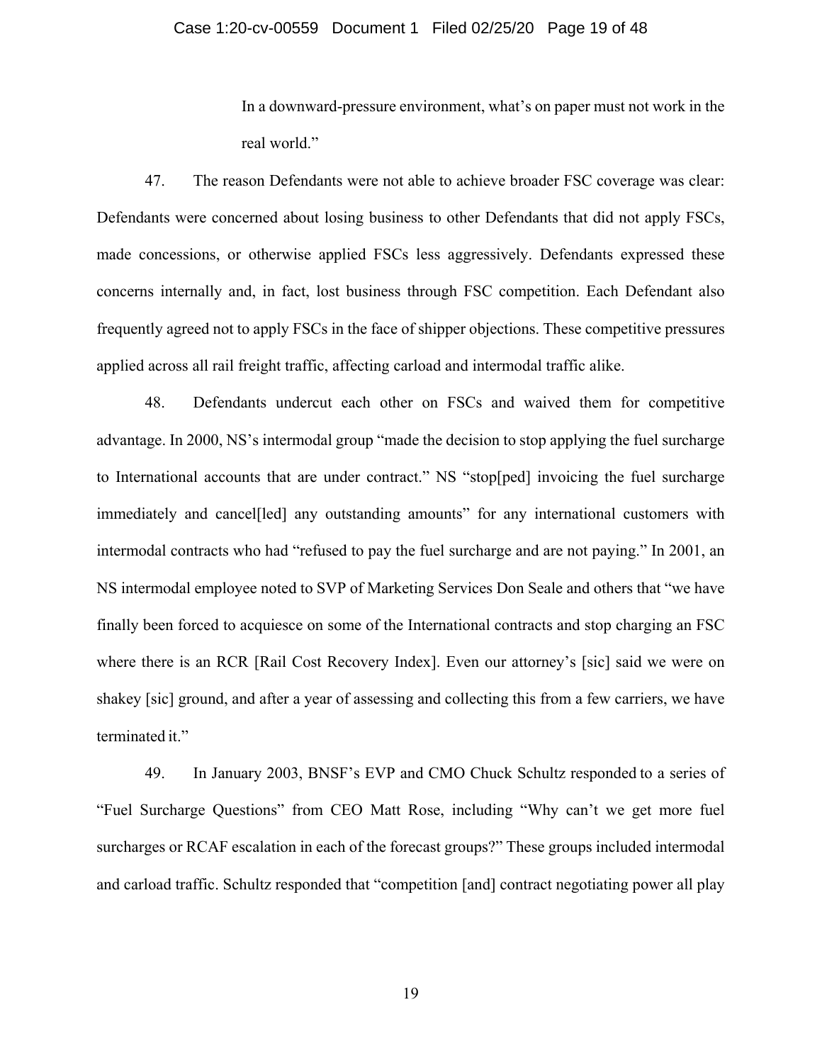> In a downward-pressure environment, what's on paper must not work in the real world."

47. The reason Defendants were not able to achieve broader FSC coverage was clear: Defendants were concerned about losing business to other Defendants that did not apply FSCs, made concessions, or otherwise applied FSCs less aggressively. Defendants expressed these concerns internally and, in fact, lost business through FSC competition. Each Defendant also frequently agreed not to apply FSCs in the face of shipper objections. These competitive pressures applied across all rail freight traffic, affecting carload and intermodal traffic alike.

48. Defendants undercut each other on FSCs and waived them for competitive advantage. In 2000, NS's intermodal group "made the decision to stop applying the fuel surcharge to International accounts that are under contract." NS "stop[ped] invoicing the fuel surcharge immediately and cancel[led] any outstanding amounts" for any international customers with intermodal contracts who had "refused to pay the fuel surcharge and are not paying." In 2001, an NS intermodal employee noted to SVP of Marketing Services Don Seale and others that "we have finally been forced to acquiesce on some of the International contracts and stop charging an FSC where there is an RCR [Rail Cost Recovery Index]. Even our attorney's [sic] said we were on shakey [sic] ground, and after a year of assessing and collecting this from a few carriers, we have terminated it."

49. In January 2003, BNSF's EVP and CMO Chuck Schultz responded to a series of "Fuel Surcharge Questions" from CEO Matt Rose, including "Why can't we get more fuel surcharges or RCAF escalation in each of the forecast groups?" These groups included intermodal and carload traffic. Schultz responded that "competition [and] contract negotiating power all play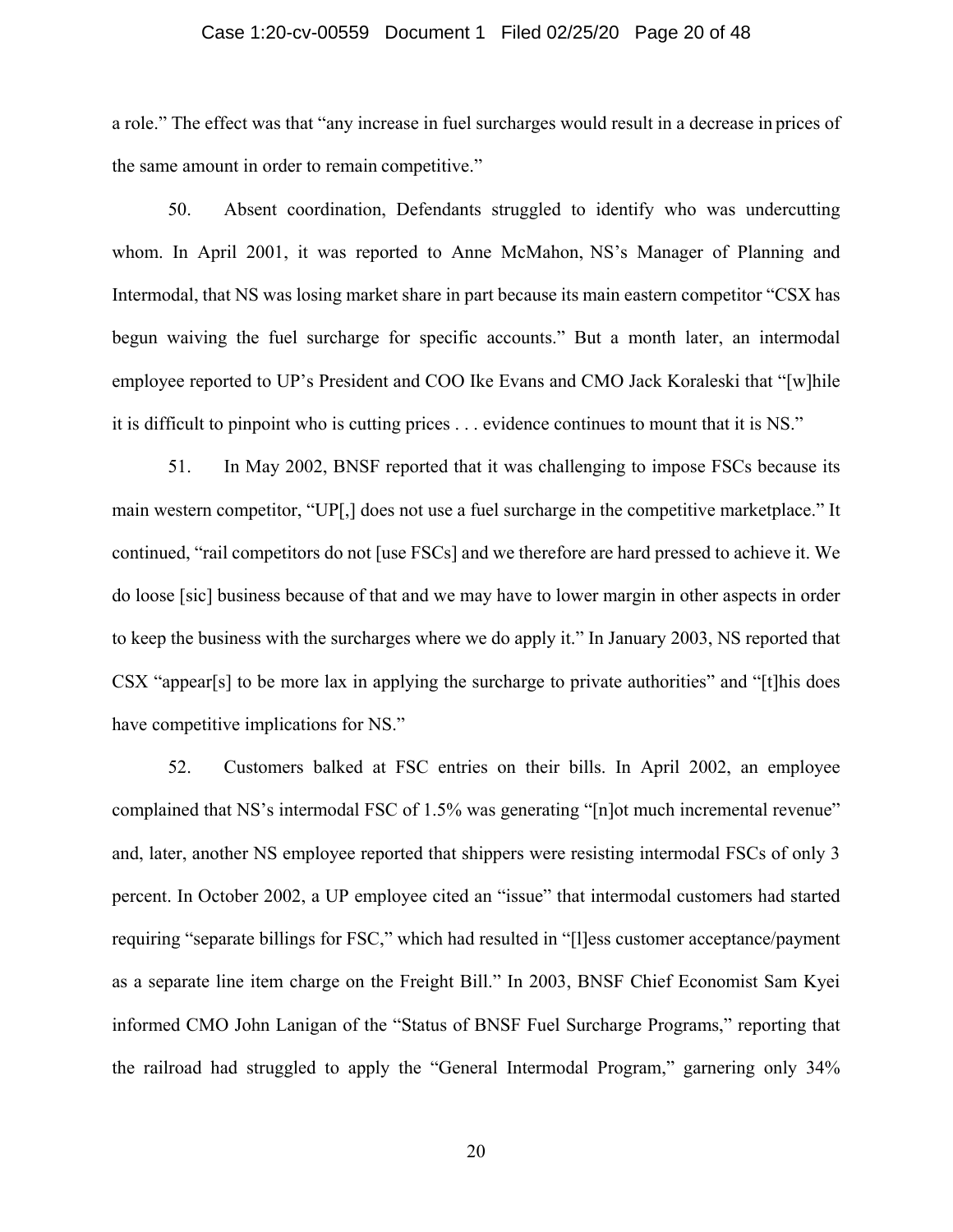a role." The effect was that "any increase in fuel surcharges would result in a decrease in prices of the same amount in order to remain competitive."

50. Absent coordination, Defendants struggled to identify who was undercutting whom. In April 2001, it was reported to Anne McMahon, NS's Manager of Planning and Intermodal, that NS was losing market share in part because its main eastern competitor "CSX has begun waiving the fuel surcharge for specific accounts." But a month later, an intermodal employee reported to UP's President and COO Ike Evans and CMO Jack Koraleski that "[w]hile it is difficult to pinpoint who is cutting prices . . . evidence continues to mount that it is NS."

51. In May 2002, BNSF reported that it was challenging to impose FSCs because its main western competitor, "UP[,] does not use a fuel surcharge in the competitive marketplace." It continued, "rail competitors do not [use FSCs] and we therefore are hard pressed to achieve it. We do loose [sic] business because of that and we may have to lower margin in other aspects in order to keep the business with the surcharges where we do apply it." In January 2003, NS reported that CSX "appear[s] to be more lax in applying the surcharge to private authorities" and "[t]his does have competitive implications for NS."

52. Customers balked at FSC entries on their bills. In April 2002, an employee complained that NS's intermodal FSC of 1.5% was generating "[n]ot much incremental revenue" and, later, another NS employee reported that shippers were resisting intermodal FSCs of only 3 percent. In October 2002, a UP employee cited an "issue" that intermodal customers had started requiring "separate billings for FSC," which had resulted in "[l]ess customer acceptance/payment as a separate line item charge on the Freight Bill." In 2003, BNSF Chief Economist Sam Kyei informed CMO John Lanigan of the "Status of BNSF Fuel Surcharge Programs," reporting that the railroad had struggled to apply the "General Intermodal Program," garnering only 34%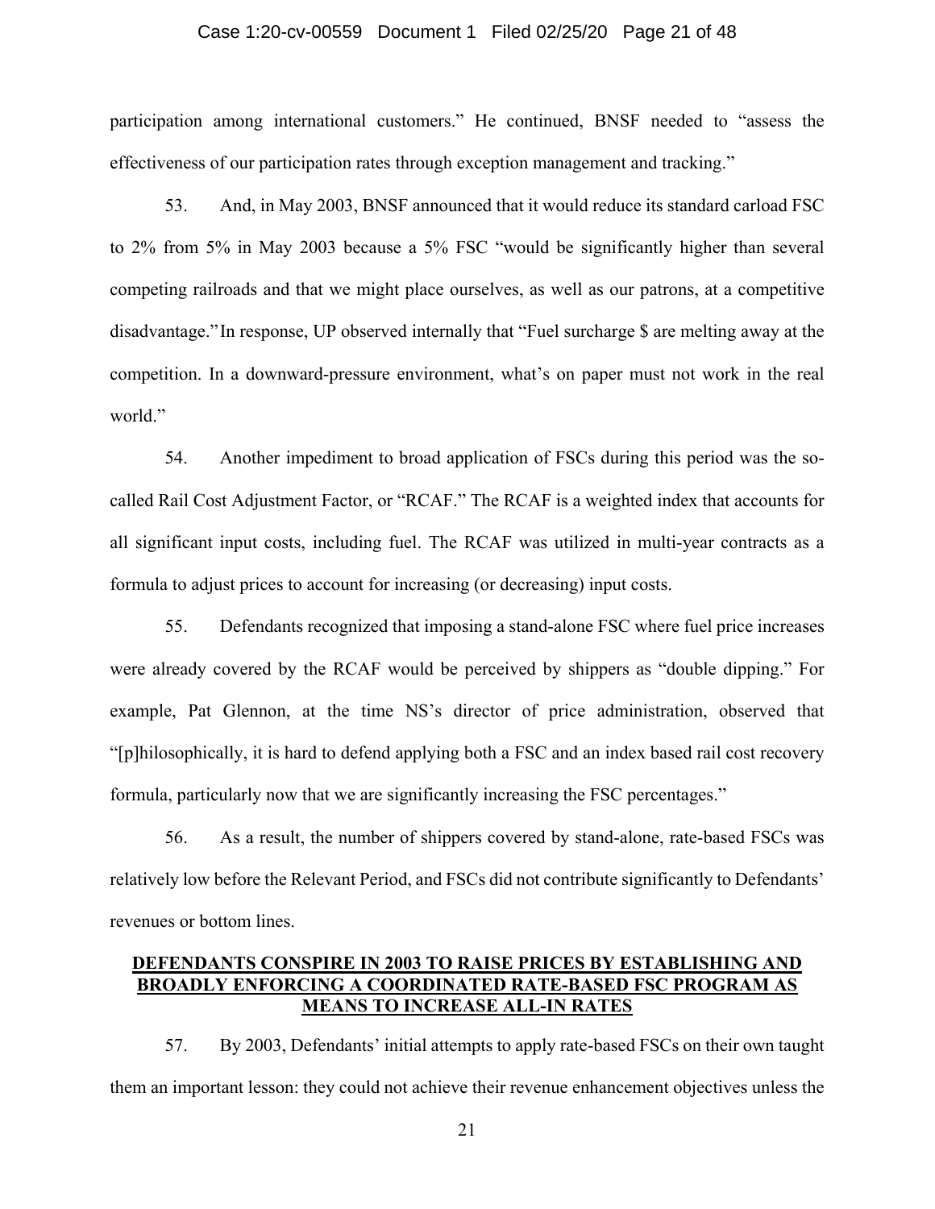participation among international customers." He continued, BNSF needed to "assess the effectiveness of our participation rates through exception management and tracking."

53. And, in May 2003, BNSF announced that it would reduce its standard carload FSC to 2% from 5% in May 2003 because a 5% FSC "would be significantly higher than several competing railroads and that we might place ourselves, as well as our patrons, at a competitive disadvantage." In response, UP observed internally that "Fuel surcharge $ are melting away at the competition. In a downward-pressure environment, what's on paper must not work in the real world."

54. Another impediment to broad application of FSCs during this period was the so-called Rail Cost Adjustment Factor, or "RCAF." The RCAF is a weighted index that accounts for all significant input costs, including fuel. The RCAF was utilized in multi-year contracts as a formula to adjust prices to account for increasing (or decreasing) input costs.

55. Defendants recognized that imposing a stand-alone FSC where fuel price increases were already covered by the RCAF would be perceived by shippers as "double dipping." For example, Pat Glennon, at the time NS's director of price administration, observed that "[p]hilosophically, it is hard to defend applying both a FSC and an index based rail cost recovery formula, particularly now that we are significantly increasing the FSC percentages."

56. As a result, the number of shippers covered by stand-alone, rate-based FSCs was relatively low before the Relevant Period, and FSCs did not contribute significantly to Defendants' revenues or bottom lines.

## DEFENDANTS CONSPIRE IN 2003 TO RAISE PRICES BY ESTABLISHING AND BROADLY ENFORCING A COORDINATED RATE-BASED FSC PROGRAM AS MEANS TO INCREASE ALL-IN RATES

57. By 2003, Defendants' initial attempts to apply rate-based FSCs on their own taught them an important lesson: they could not achieve their revenue enhancement objectives unless the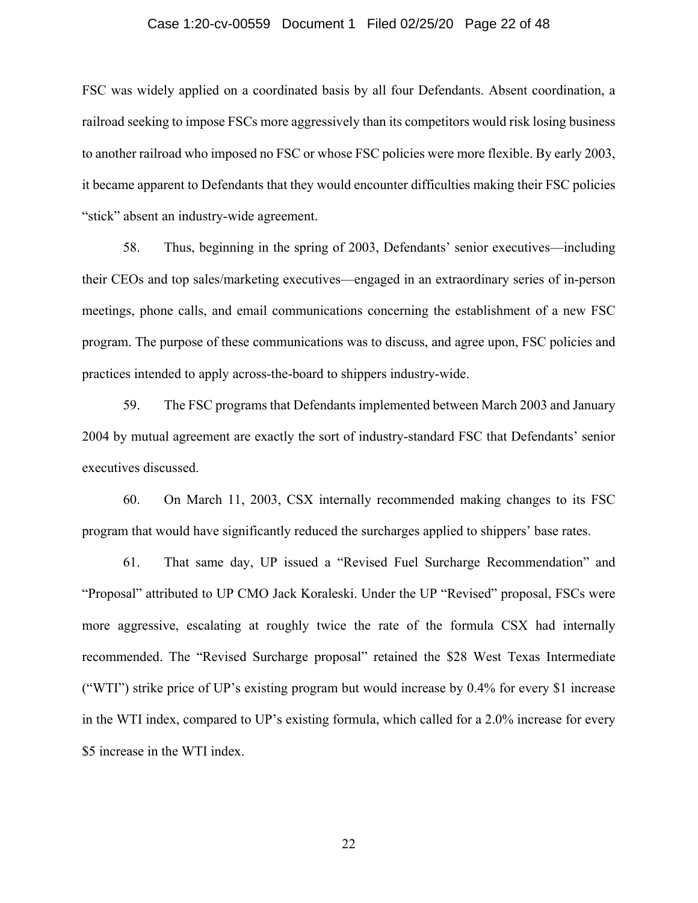FSC was widely applied on a coordinated basis by all four Defendants. Absent coordination, a railroad seeking to impose FSCs more aggressively than its competitors would risk losing business to another railroad who imposed no FSC or whose FSC policies were more flexible. By early 2003, it became apparent to Defendants that they would encounter difficulties making their FSC policies "stick" absent an industry-wide agreement.

58. Thus, beginning in the spring of 2003, Defendants' senior executives—including their CEOs and top sales/marketing executives—engaged in an extraordinary series of in-person meetings, phone calls, and email communications concerning the establishment of a new FSC program. The purpose of these communications was to discuss, and agree upon, FSC policies and practices intended to apply across-the-board to shippers industry-wide.

59. The FSC programs that Defendants implemented between March 2003 and January 2004 by mutual agreement are exactly the sort of industry-standard FSC that Defendants' senior executives discussed.

60. On March 11, 2003, CSX internally recommended making changes to its FSC program that would have significantly reduced the surcharges applied to shippers' base rates.

61. That same day, UP issued a "Revised Fuel Surcharge Recommendation" and "Proposal" attributed to UP CMO Jack Koraleski. Under the UP "Revised" proposal, FSCs were more aggressive, escalating at roughly twice the rate of the formula CSX had internally recommended. The "Revised Surcharge proposal" retained the $28 West Texas Intermediate ("WTI") strike price of UP's existing program but would increase by 0.4% for every $1 increase in the WTI index, compared to UP's existing formula, which called for a 2.0% increase for every $5 increase in the WTI index.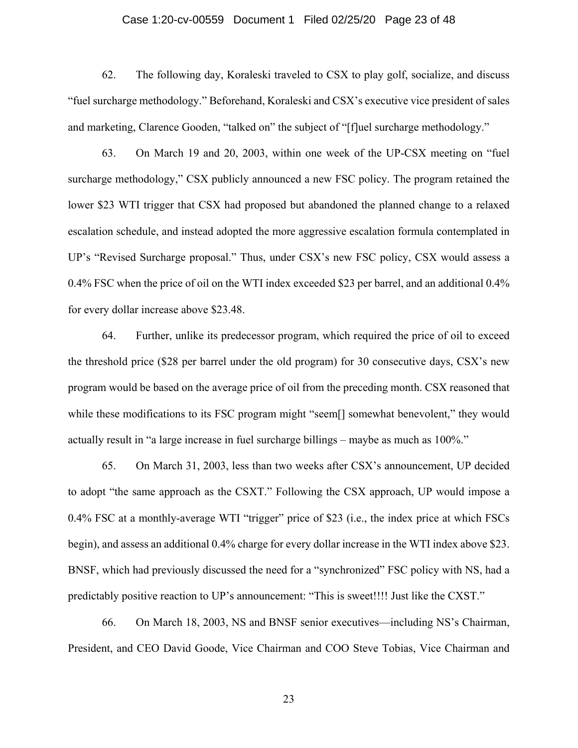62. The following day, Koraleski traveled to CSX to play golf, socialize, and discuss "fuel surcharge methodology." Beforehand, Koraleski and CSX's executive vice president of sales and marketing, Clarence Gooden, "talked on" the subject of "[f]uel surcharge methodology."

63. On March 19 and 20, 2003, within one week of the UP-CSX meeting on "fuel surcharge methodology," CSX publicly announced a new FSC policy. The program retained the lower $23 WTI trigger that CSX had proposed but abandoned the planned change to a relaxed escalation schedule, and instead adopted the more aggressive escalation formula contemplated in UP's "Revised Surcharge proposal." Thus, under CSX's new FSC policy, CSX would assess a 0.4% FSC when the price of oil on the WTI index exceeded $23 per barrel, and an additional 0.4% for every dollar increase above $23.48.

64. Further, unlike its predecessor program, which required the price of oil to exceed the threshold price ($28 per barrel under the old program) for 30 consecutive days, CSX's new program would be based on the average price of oil from the preceding month. CSX reasoned that while these modifications to its FSC program might "seem[] somewhat benevolent," they would actually result in "a large increase in fuel surcharge billings – maybe as much as 100%."

65. On March 31, 2003, less than two weeks after CSX's announcement, UP decided to adopt "the same approach as the CSXT." Following the CSX approach, UP would impose a 0.4% FSC at a monthly-average WTI "trigger" price of $23 (i.e., the index price at which FSCs begin), and assess an additional 0.4% charge for every dollar increase in the WTI index above $23. BNSF, which had previously discussed the need for a "synchronized" FSC policy with NS, had a predictably positive reaction to UP's announcement: "This is sweet!!!! Just like the CXST."

66. On March 18, 2003, NS and BNSF senior executives—including NS's Chairman, President, and CEO David Goode, Vice Chairman and COO Steve Tobias, Vice Chairman and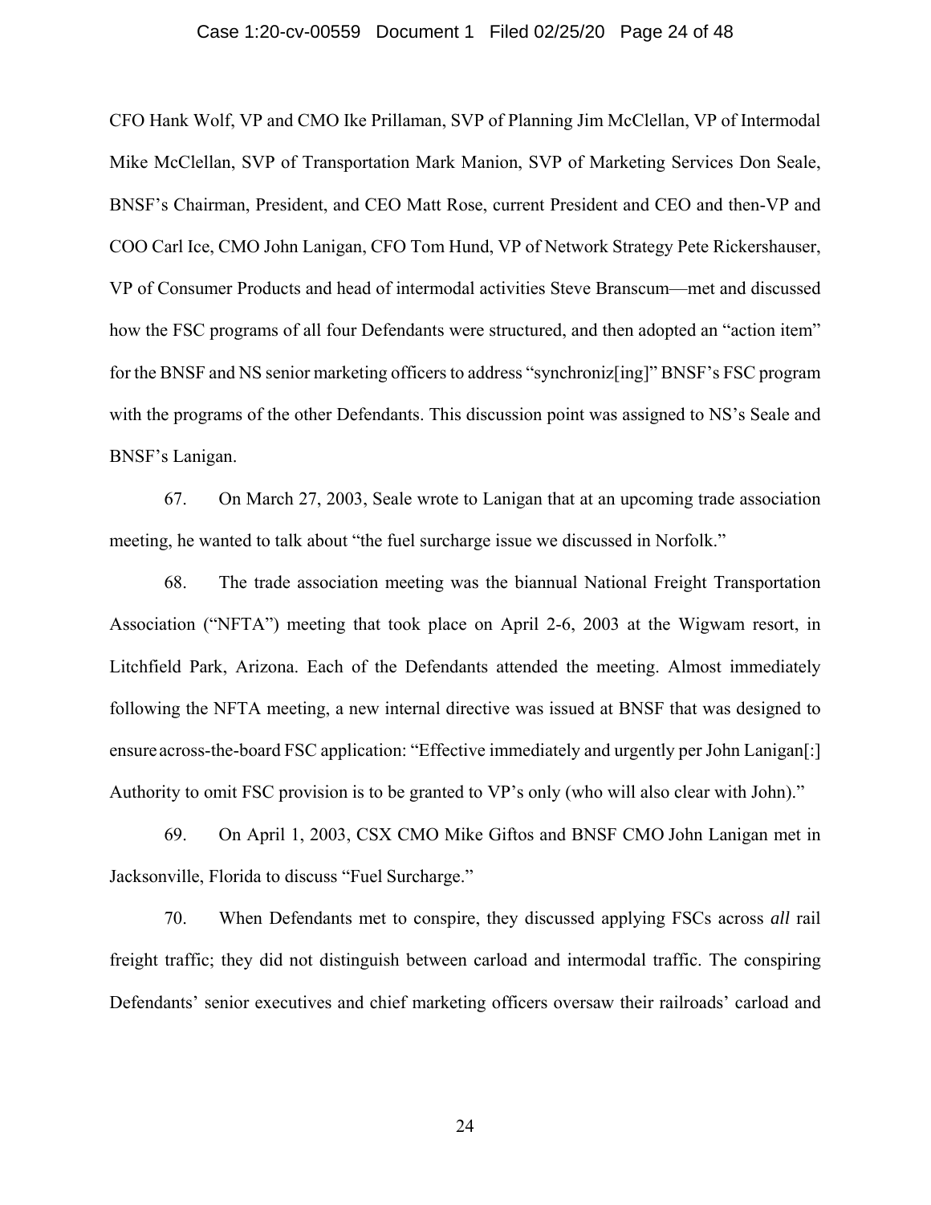CFO Hank Wolf, VP and CMO Ike Prillaman, SVP of Planning Jim McClellan, VP of Intermodal Mike McClellan, SVP of Transportation Mark Manion, SVP of Marketing Services Don Seale, BNSF's Chairman, President, and CEO Matt Rose, current President and CEO and then-VP and COO Carl Ice, CMO John Lanigan, CFO Tom Hund, VP of Network Strategy Pete Rickershauser, VP of Consumer Products and head of intermodal activities Steve Branscum—met and discussed how the FSC programs of all four Defendants were structured, and then adopted an "action item" for the BNSF and NS senior marketing officers to address "synchroniz[ing]" BNSF's FSC program with the programs of the other Defendants. This discussion point was assigned to NS's Seale and BNSF's Lanigan.

67. On March 27, 2003, Seale wrote to Lanigan that at an upcoming trade association meeting, he wanted to talk about "the fuel surcharge issue we discussed in Norfolk."

68. The trade association meeting was the biannual National Freight Transportation Association ("NFTA") meeting that took place on April 2-6, 2003 at the Wigwam resort, in Litchfield Park, Arizona. Each of the Defendants attended the meeting. Almost immediately following the NFTA meeting, a new internal directive was issued at BNSF that was designed to ensure across-the-board FSC application: "Effective immediately and urgently per John Lanigan[:] Authority to omit FSC provision is to be granted to VP's only (who will also clear with John)."

69. On April 1, 2003, CSX CMO Mike Giftos and BNSF CMO John Lanigan met in Jacksonville, Florida to discuss "Fuel Surcharge."

70. When Defendants met to conspire, they discussed applying FSCs across *all* rail freight traffic; they did not distinguish between carload and intermodal traffic. The conspiring Defendants' senior executives and chief marketing officers oversaw their railroads' carload and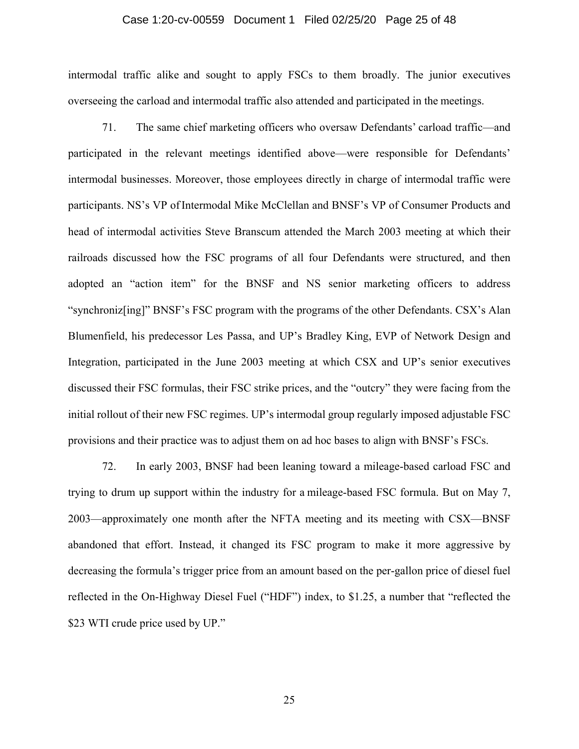intermodal traffic alike and sought to apply FSCs to them broadly. The junior executives overseeing the carload and intermodal traffic also attended and participated in the meetings.

71. The same chief marketing officers who oversaw Defendants' carload traffic—and participated in the relevant meetings identified above—were responsible for Defendants' intermodal businesses. Moreover, those employees directly in charge of intermodal traffic were participants. NS's VP of Intermodal Mike McClellan and BNSF's VP of Consumer Products and head of intermodal activities Steve Branscum attended the March 2003 meeting at which their railroads discussed how the FSC programs of all four Defendants were structured, and then adopted an "action item" for the BNSF and NS senior marketing officers to address "synchroniz[ing]" BNSF's FSC program with the programs of the other Defendants. CSX's Alan Blumenfield, his predecessor Les Passa, and UP's Bradley King, EVP of Network Design and Integration, participated in the June 2003 meeting at which CSX and UP's senior executives discussed their FSC formulas, their FSC strike prices, and the "outcry" they were facing from the initial rollout of their new FSC regimes. UP's intermodal group regularly imposed adjustable FSC provisions and their practice was to adjust them on ad hoc bases to align with BNSF's FSCs.

72. In early 2003, BNSF had been leaning toward a mileage-based carload FSC and trying to drum up support within the industry for a mileage-based FSC formula. But on May 7, 2003—approximately one month after the NFTA meeting and its meeting with CSX—BNSF abandoned that effort. Instead, it changed its FSC program to make it more aggressive by decreasing the formula's trigger price from an amount based on the per-gallon price of diesel fuel reflected in the On-Highway Diesel Fuel ("HDF") index, to $1.25, a number that "reflected the $23 WTI crude price used by UP."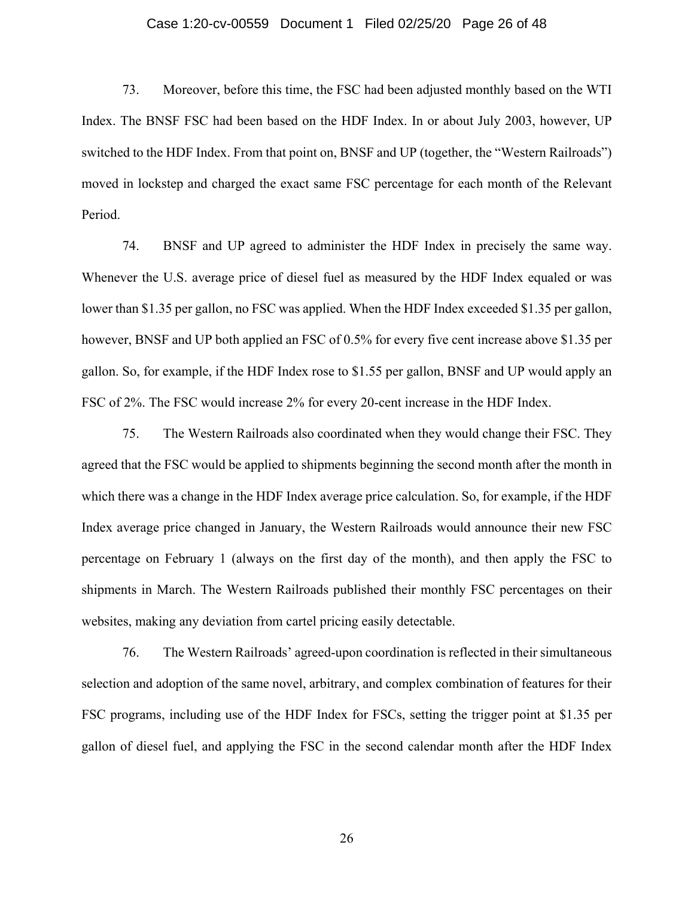73. Moreover, before this time, the FSC had been adjusted monthly based on the WTI Index. The BNSF FSC had been based on the HDF Index. In or about July 2003, however, UP switched to the HDF Index. From that point on, BNSF and UP (together, the "Western Railroads") moved in lockstep and charged the exact same FSC percentage for each month of the Relevant Period.

74. BNSF and UP agreed to administer the HDF Index in precisely the same way. Whenever the U.S. average price of diesel fuel as measured by the HDF Index equaled or was lower than $1.35 per gallon, no FSC was applied. When the HDF Index exceeded $1.35 per gallon, however, BNSF and UP both applied an FSC of 0.5% for every five cent increase above $1.35 per gallon. So, for example, if the HDF Index rose to $1.55 per gallon, BNSF and UP would apply an FSC of 2%. The FSC would increase 2% for every 20-cent increase in the HDF Index.

75. The Western Railroads also coordinated when they would change their FSC. They agreed that the FSC would be applied to shipments beginning the second month after the month in which there was a change in the HDF Index average price calculation. So, for example, if the HDF Index average price changed in January, the Western Railroads would announce their new FSC percentage on February 1 (always on the first day of the month), and then apply the FSC to shipments in March. The Western Railroads published their monthly FSC percentages on their websites, making any deviation from cartel pricing easily detectable.

76. The Western Railroads' agreed-upon coordination is reflected in their simultaneous selection and adoption of the same novel, arbitrary, and complex combination of features for their FSC programs, including use of the HDF Index for FSCs, setting the trigger point at $1.35 per gallon of diesel fuel, and applying the FSC in the second calendar month after the HDF Index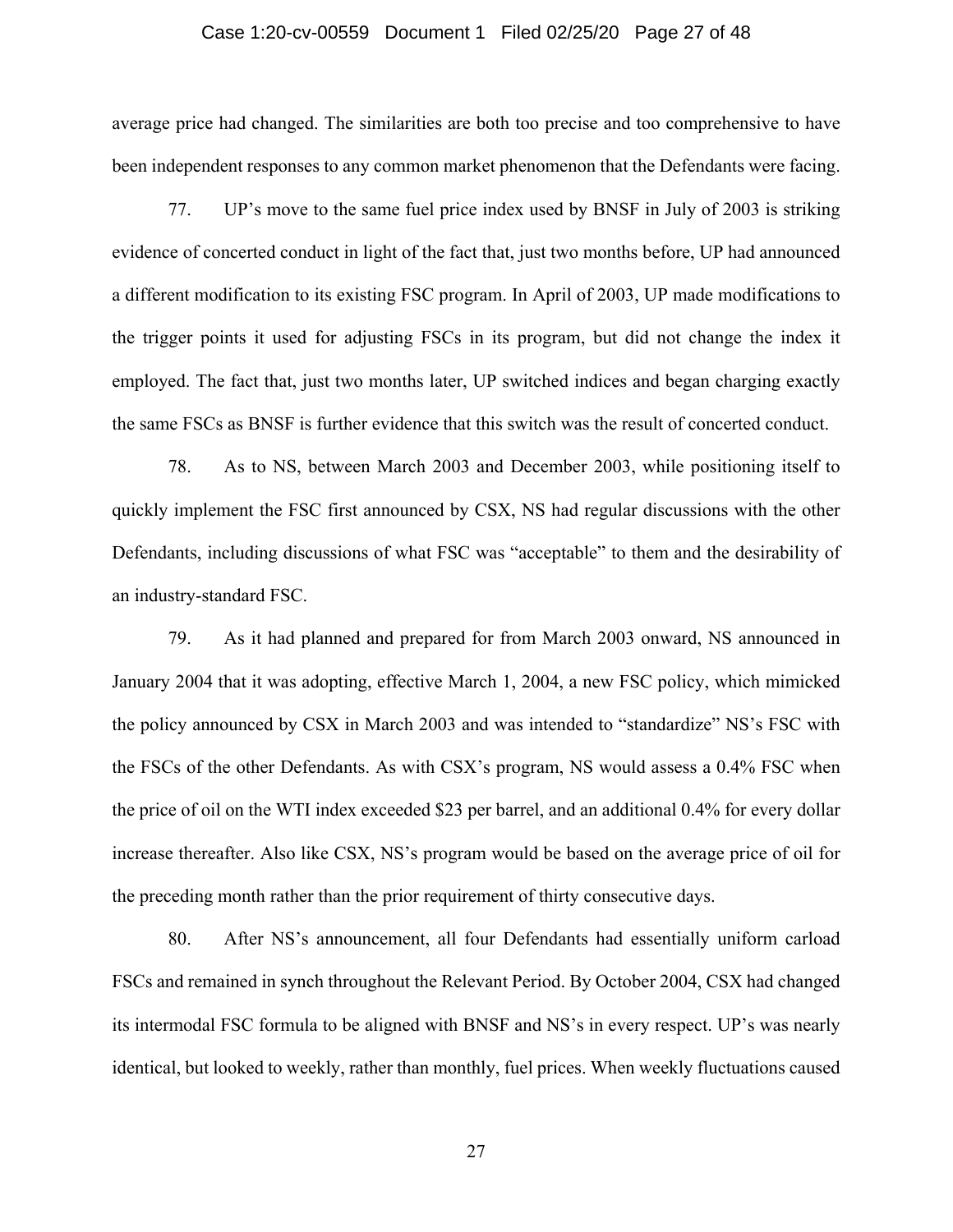average price had changed. The similarities are both too precise and too comprehensive to have been independent responses to any common market phenomenon that the Defendants were facing.

77. UP's move to the same fuel price index used by BNSF in July of 2003 is striking evidence of concerted conduct in light of the fact that, just two months before, UP had announced a different modification to its existing FSC program. In April of 2003, UP made modifications to the trigger points it used for adjusting FSCs in its program, but did not change the index it employed. The fact that, just two months later, UP switched indices and began charging exactly the same FSCs as BNSF is further evidence that this switch was the result of concerted conduct.

78. As to NS, between March 2003 and December 2003, while positioning itself to quickly implement the FSC first announced by CSX, NS had regular discussions with the other Defendants, including discussions of what FSC was "acceptable" to them and the desirability of an industry-standard FSC.

79. As it had planned and prepared for from March 2003 onward, NS announced in January 2004 that it was adopting, effective March 1, 2004, a new FSC policy, which mimicked the policy announced by CSX in March 2003 and was intended to "standardize" NS's FSC with the FSCs of the other Defendants. As with CSX's program, NS would assess a 0.4% FSC when the price of oil on the WTI index exceeded $23 per barrel, and an additional 0.4% for every dollar increase thereafter. Also like CSX, NS's program would be based on the average price of oil for the preceding month rather than the prior requirement of thirty consecutive days.

80. After NS's announcement, all four Defendants had essentially uniform carload FSCs and remained in synch throughout the Relevant Period. By October 2004, CSX had changed its intermodal FSC formula to be aligned with BNSF and NS's in every respect. UP's was nearly identical, but looked to weekly, rather than monthly, fuel prices. When weekly fluctuations caused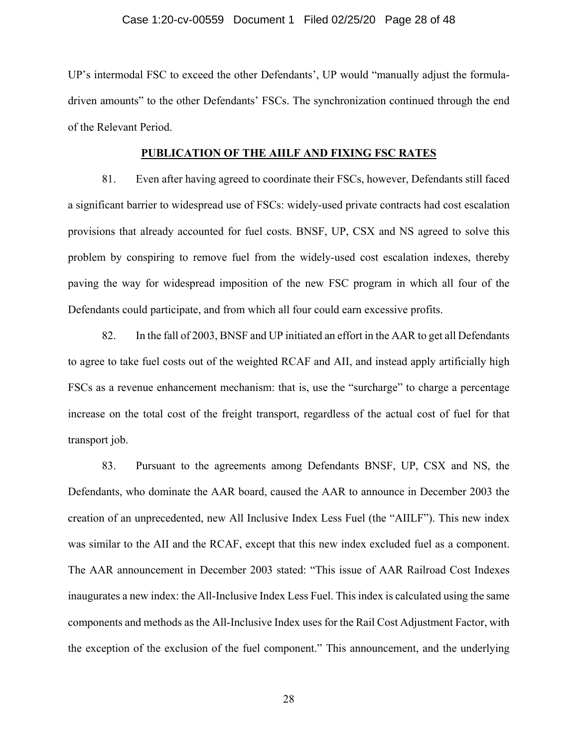UP's intermodal FSC to exceed the other Defendants', UP would "manually adjust the formula-driven amounts" to the other Defendants' FSCs. The synchronization continued through the end of the Relevant Period.

## **PUBLICATION OF THE AIILF AND FIXING FSC RATES**

81. Even after having agreed to coordinate their FSCs, however, Defendants still faced a significant barrier to widespread use of FSCs: widely-used private contracts had cost escalation provisions that already accounted for fuel costs. BNSF, UP, CSX and NS agreed to solve this problem by conspiring to remove fuel from the widely-used cost escalation indexes, thereby paving the way for widespread imposition of the new FSC program in which all four of the Defendants could participate, and from which all four could earn excessive profits.

82. In the fall of 2003, BNSF and UP initiated an effort in the AAR to get all Defendants to agree to take fuel costs out of the weighted RCAF and AII, and instead apply artificially high FSCs as a revenue enhancement mechanism: that is, use the "surcharge" to charge a percentage increase on the total cost of the freight transport, regardless of the actual cost of fuel for that transport job.

83. Pursuant to the agreements among Defendants BNSF, UP, CSX and NS, the Defendants, who dominate the AAR board, caused the AAR to announce in December 2003 the creation of an unprecedented, new All Inclusive Index Less Fuel (the "AIILF"). This new index was similar to the AII and the RCAF, except that this new index excluded fuel as a component. The AAR announcement in December 2003 stated: "This issue of AAR Railroad Cost Indexes inaugurates a new index: the All-Inclusive Index Less Fuel. This index is calculated using the same components and methods as the All-Inclusive Index uses for the Rail Cost Adjustment Factor, with the exception of the exclusion of the fuel component." This announcement, and the underlying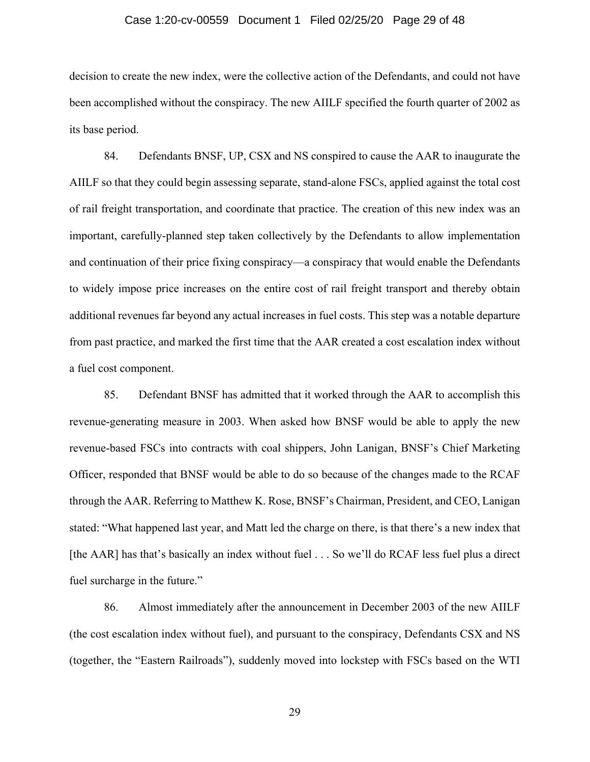decision to create the new index, were the collective action of the Defendants, and could not have been accomplished without the conspiracy. The new AIILF specified the fourth quarter of 2002 as its base period.

84. Defendants BNSF, UP, CSX and NS conspired to cause the AAR to inaugurate the AIILF so that they could begin assessing separate, stand-alone FSCs, applied against the total cost of rail freight transportation, and coordinate that practice. The creation of this new index was an important, carefully-planned step taken collectively by the Defendants to allow implementation and continuation of their price fixing conspiracy—a conspiracy that would enable the Defendants to widely impose price increases on the entire cost of rail freight transport and thereby obtain additional revenues far beyond any actual increases in fuel costs. This step was a notable departure from past practice, and marked the first time that the AAR created a cost escalation index without a fuel cost component.

85. Defendant BNSF has admitted that it worked through the AAR to accomplish this revenue-generating measure in 2003. When asked how BNSF would be able to apply the new revenue-based FSCs into contracts with coal shippers, John Lanigan, BNSF's Chief Marketing Officer, responded that BNSF would be able to do so because of the changes made to the RCAF through the AAR. Referring to Matthew K. Rose, BNSF's Chairman, President, and CEO, Lanigan stated: "What happened last year, and Matt led the charge on there, is that there's a new index that [the AAR] has that's basically an index without fuel . . . So we'll do RCAF less fuel plus a direct fuel surcharge in the future."

86. Almost immediately after the announcement in December 2003 of the new AIILF (the cost escalation index without fuel), and pursuant to the conspiracy, Defendants CSX and NS (together, the "Eastern Railroads"), suddenly moved into lockstep with FSCs based on the WTI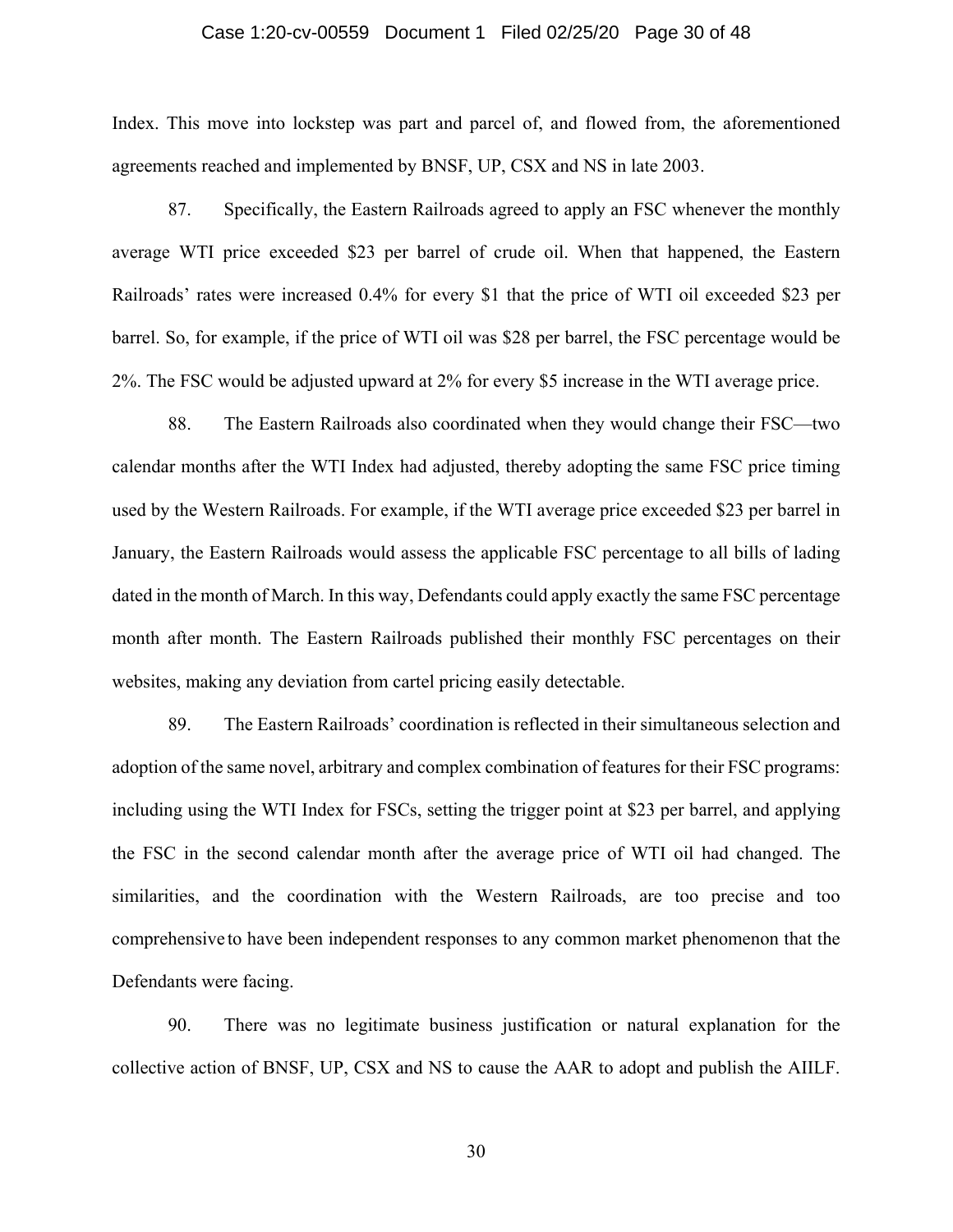Index. This move into lockstep was part and parcel of, and flowed from, the aforementioned agreements reached and implemented by BNSF, UP, CSX and NS in late 2003.

87. Specifically, the Eastern Railroads agreed to apply an FSC whenever the monthly average WTI price exceeded $23 per barrel of crude oil. When that happened, the Eastern Railroads' rates were increased 0.4% for every $1 that the price of WTI oil exceeded $23 per barrel. So, for example, if the price of WTI oil was $28 per barrel, the FSC percentage would be 2%. The FSC would be adjusted upward at 2% for every $5 increase in the WTI average price.

88. The Eastern Railroads also coordinated when they would change their FSC—two calendar months after the WTI Index had adjusted, thereby adopting the same FSC price timing used by the Western Railroads. For example, if the WTI average price exceeded $23 per barrel in January, the Eastern Railroads would assess the applicable FSC percentage to all bills of lading dated in the month of March. In this way, Defendants could apply exactly the same FSC percentage month after month. The Eastern Railroads published their monthly FSC percentages on their websites, making any deviation from cartel pricing easily detectable.

89. The Eastern Railroads' coordination is reflected in their simultaneous selection and adoption of the same novel, arbitrary and complex combination of features for their FSC programs: including using the WTI Index for FSCs, setting the trigger point at $23 per barrel, and applying the FSC in the second calendar month after the average price of WTI oil had changed. The similarities, and the coordination with the Western Railroads, are too precise and too comprehensive to have been independent responses to any common market phenomenon that the Defendants were facing.

90. There was no legitimate business justification or natural explanation for the collective action of BNSF, UP, CSX and NS to cause the AAR to adopt and publish the AIILF.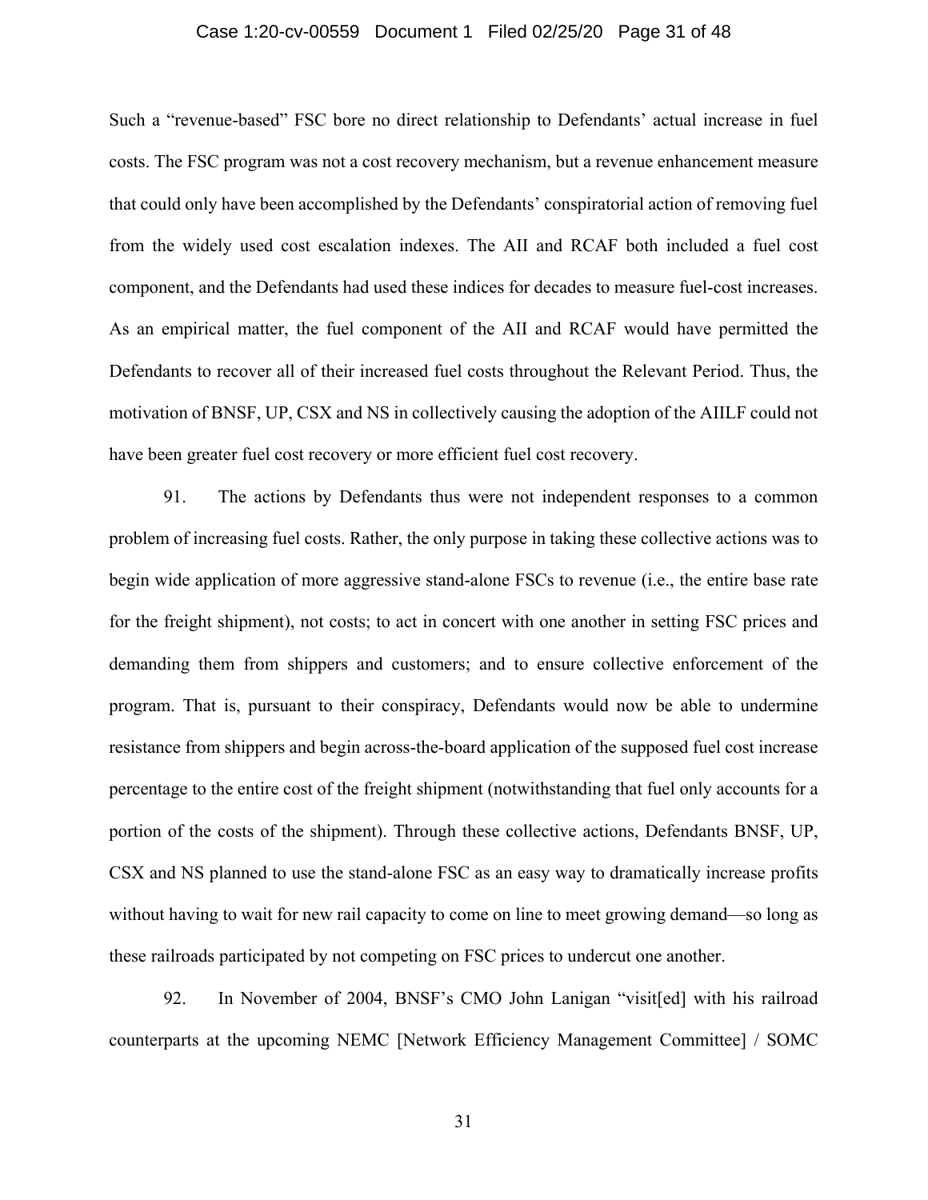Such a "revenue-based" FSC bore no direct relationship to Defendants' actual increase in fuel costs. The FSC program was not a cost recovery mechanism, but a revenue enhancement measure that could only have been accomplished by the Defendants' conspiratorial action of removing fuel from the widely used cost escalation indexes. The AII and RCAF both included a fuel cost component, and the Defendants had used these indices for decades to measure fuel-cost increases. As an empirical matter, the fuel component of the AII and RCAF would have permitted the Defendants to recover all of their increased fuel costs throughout the Relevant Period. Thus, the motivation of BNSF, UP, CSX and NS in collectively causing the adoption of the AIILF could not have been greater fuel cost recovery or more efficient fuel cost recovery.

91. The actions by Defendants thus were not independent responses to a common problem of increasing fuel costs. Rather, the only purpose in taking these collective actions was to begin wide application of more aggressive stand-alone FSCs to revenue (i.e., the entire base rate for the freight shipment), not costs; to act in concert with one another in setting FSC prices and demanding them from shippers and customers; and to ensure collective enforcement of the program. That is, pursuant to their conspiracy, Defendants would now be able to undermine resistance from shippers and begin across-the-board application of the supposed fuel cost increase percentage to the entire cost of the freight shipment (notwithstanding that fuel only accounts for a portion of the costs of the shipment). Through these collective actions, Defendants BNSF, UP, CSX and NS planned to use the stand-alone FSC as an easy way to dramatically increase profits without having to wait for new rail capacity to come on line to meet growing demand—so long as these railroads participated by not competing on FSC prices to undercut one another.

92. In November of 2004, BNSF's CMO John Lanigan "visit[ed] with his railroad counterparts at the upcoming NEMC [Network Efficiency Management Committee] / SOMC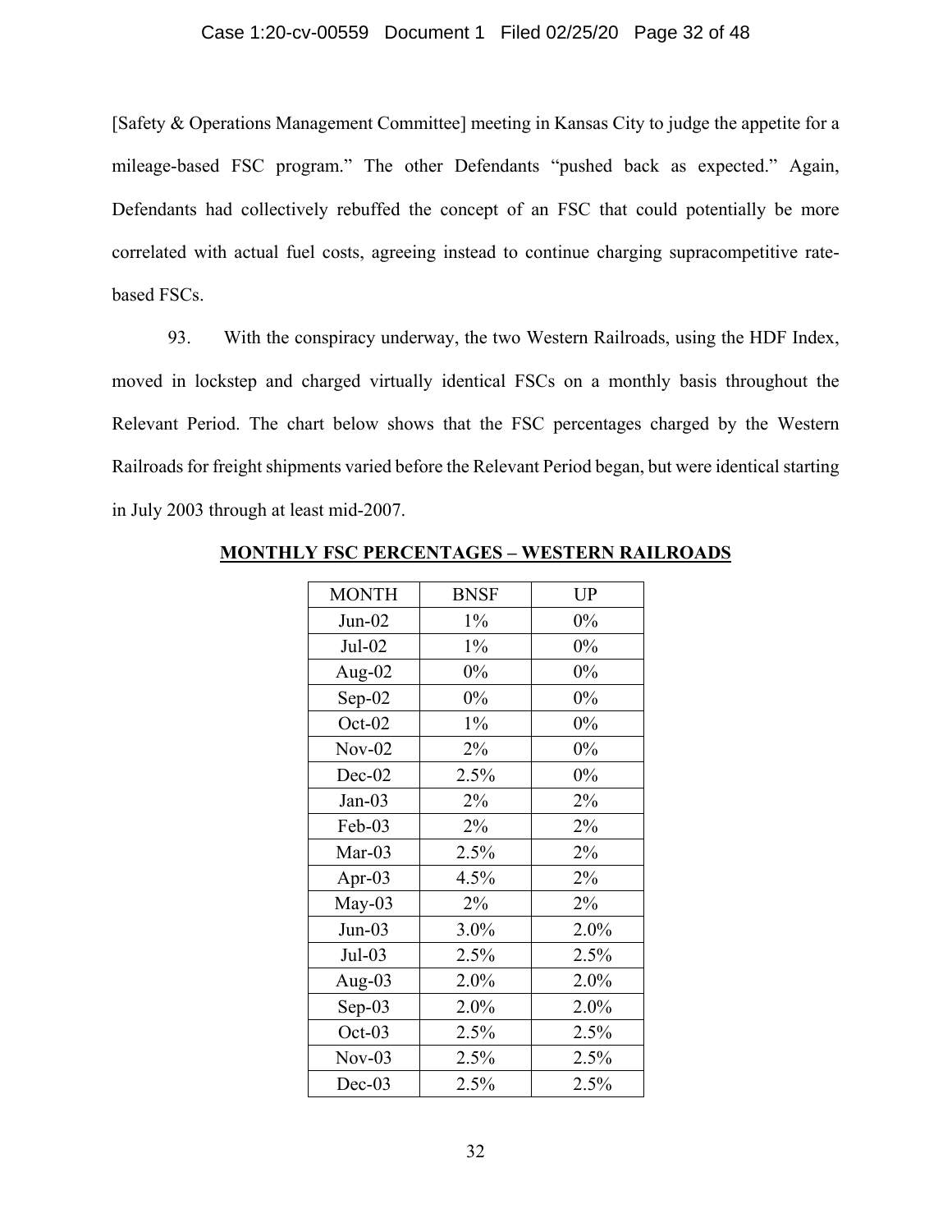[Safety & Operations Management Committee] meeting in Kansas City to judge the appetite for a mileage-based FSC program." The other Defendants "pushed back as expected." Again, Defendants had collectively rebuffed the concept of an FSC that could potentially be more correlated with actual fuel costs, agreeing instead to continue charging supracompetitive rate-based FSCs.

93. With the conspiracy underway, the two Western Railroads, using the HDF Index, moved in lockstep and charged virtually identical FSCs on a monthly basis throughout the Relevant Period. The chart below shows that the FSC percentages charged by the Western Railroads for freight shipments varied before the Relevant Period began, but were identical starting in July 2003 through at least mid-2007.

**MONTHLY FSC PERCENTAGES – WESTERN RAILROADS**

| MONTH | BNSF | UP |
|---|---|---|
| Jun-02 | 1% | 0% |
| Jul-02 | 1% | 0% |
| Aug-02 | 0% | 0% |
| Sep-02 | 0% | 0% |
| Oct-02 | 1% | 0% |
| Nov-02 | 2% | 0% |
| Dec-02 | 2.5% | 0% |
| Jan-03 | 2% | 2% |
| Feb-03 | 2% | 2% |
| Mar-03 | 2.5% | 2% |
| Apr-03 | 4.5% | 2% |
| May-03 | 2% | 2% |
| Jun-03 | 3.0% | 2.0% |
| Jul-03 | 2.5% | 2.5% |
| Aug-03 | 2.0% | 2.0% |
| Sep-03 | 2.0% | 2.0% |
| Oct-03 | 2.5% | 2.5% |
| Nov-03 | 2.5% | 2.5% |
| Dec-03 | 2.5% | 2.5% |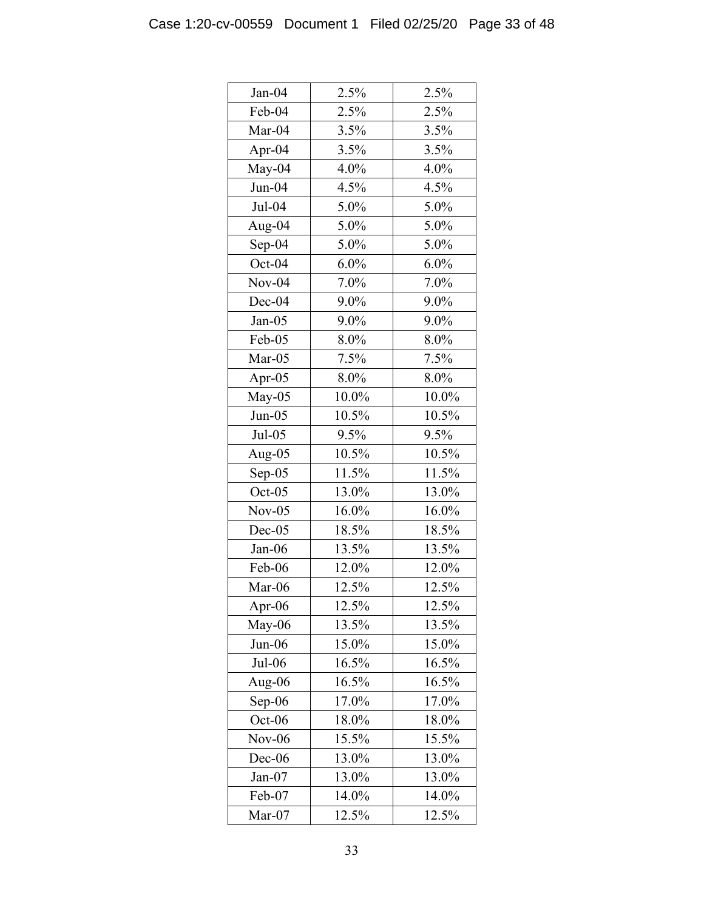| | | |
|---|---|---|
| Jan-04 | 2.5% | 2.5% |
| Feb-04 | 2.5% | 2.5% |
| Mar-04 | 3.5% | 3.5% |
| Apr-04 | 3.5% | 3.5% |
| May-04 | 4.0% | 4.0% |
| Jun-04 | 4.5% | 4.5% |
| Jul-04 | 5.0% | 5.0% |
| Aug-04 | 5.0% | 5.0% |
| Sep-04 | 5.0% | 5.0% |
| Oct-04 | 6.0% | 6.0% |
| Nov-04 | 7.0% | 7.0% |
| Dec-04 | 9.0% | 9.0% |
| Jan-05 | 9.0% | 9.0% |
| Feb-05 | 8.0% | 8.0% |
| Mar-05 | 7.5% | 7.5% |
| Apr-05 | 8.0% | 8.0% |
| May-05 | 10.0% | 10.0% |
| Jun-05 | 10.5% | 10.5% |
| Jul-05 | 9.5% | 9.5% |
| Aug-05 | 10.5% | 10.5% |
| Sep-05 | 11.5% | 11.5% |
| Oct-05 | 13.0% | 13.0% |
| Nov-05 | 16.0% | 16.0% |
| Dec-05 | 18.5% | 18.5% |
| Jan-06 | 13.5% | 13.5% |
| Feb-06 | 12.0% | 12.0% |
| Mar-06 | 12.5% | 12.5% |
| Apr-06 | 12.5% | 12.5% |
| May-06 | 13.5% | 13.5% |
| Jun-06 | 15.0% | 15.0% |
| Jul-06 | 16.5% | 16.5% |
| Aug-06 | 16.5% | 16.5% |
| Sep-06 | 17.0% | 17.0% |
| Oct-06 | 18.0% | 18.0% |
| Nov-06 | 15.5% | 15.5% |
| Dec-06 | 13.0% | 13.0% |
| Jan-07 | 13.0% | 13.0% |
| Feb-07 | 14.0% | 14.0% |
| Mar-07 | 12.5% | 12.5% |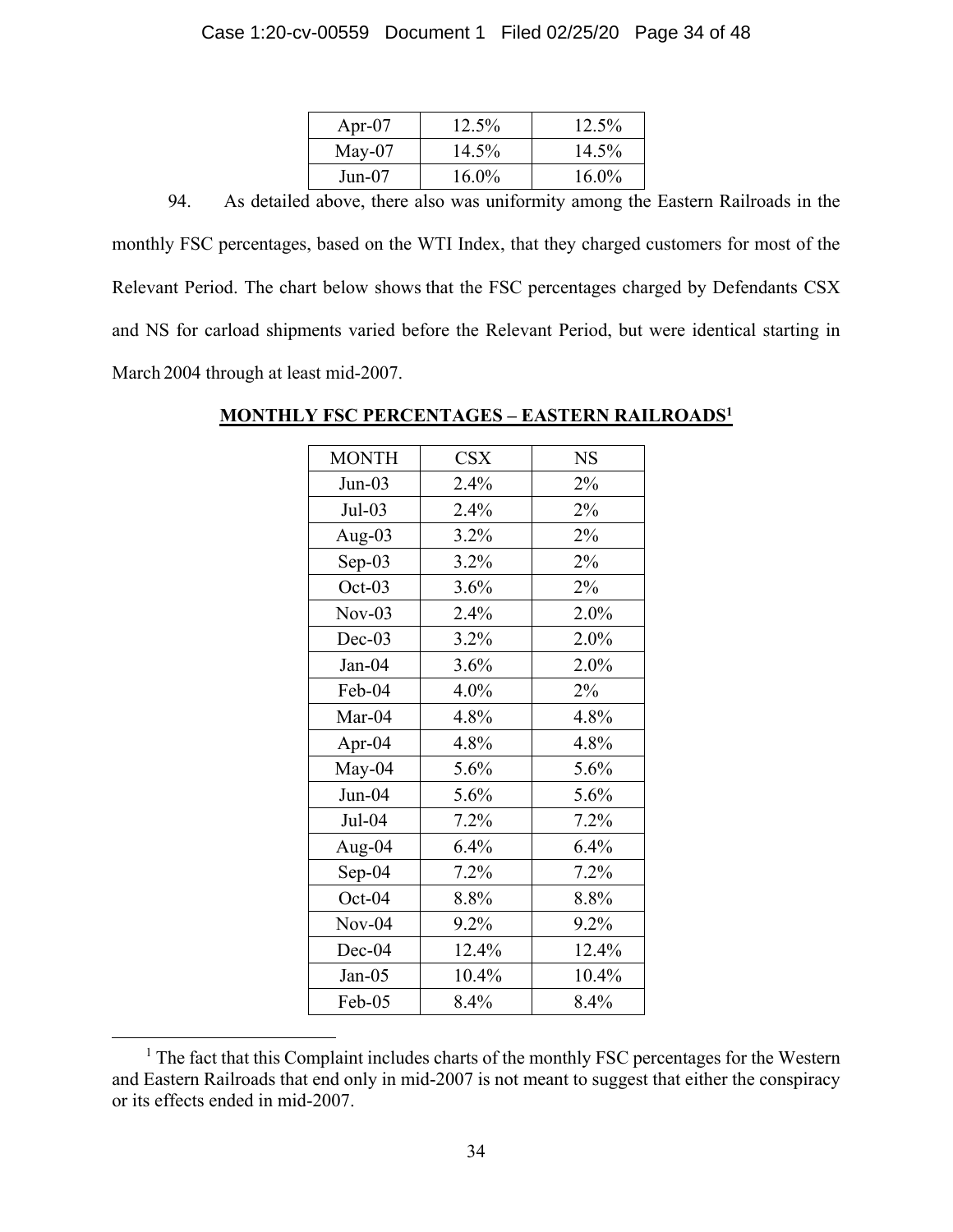| Apr-07 | 12.5% | 12.5% |
|---|---|---|
| May-07 | 14.5% | 14.5% |
| Jun-07 | 16.0% | 16.0% |

94. As detailed above, there also was uniformity among the Eastern Railroads in the monthly FSC percentages, based on the WTI Index, that they charged customers for most of the Relevant Period. The chart below shows that the FSC percentages charged by Defendants CSX and NS for carload shipments varied before the Relevant Period, but were identical starting in March 2004 through at least mid-2007.

**MONTHLY FSC PERCENTAGES – EASTERN RAILROADS[1]**

| MONTH | CSX | NS |
|---|---|---|
| Jun-03 | 2.4% | 2% |
| Jul-03 | 2.4% | 2% |
| Aug-03 | 3.2% | 2% |
| Sep-03 | 3.2% | 2% |
| Oct-03 | 3.6% | 2% |
| Nov-03 | 2.4% | 2.0% |
| Dec-03 | 3.2% | 2.0% |
| Jan-04 | 3.6% | 2.0% |
| Feb-04 | 4.0% | 2% |
| Mar-04 | 4.8% | 4.8% |
| Apr-04 | 4.8% | 4.8% |
| May-04 | 5.6% | 5.6% |
| Jun-04 | 5.6% | 5.6% |
| Jul-04 | 7.2% | 7.2% |
| Aug-04 | 6.4% | 6.4% |
| Sep-04 | 7.2% | 7.2% |
| Oct-04 | 8.8% | 8.8% |
| Nov-04 | 9.2% | 9.2% |
| Dec-04 | 12.4% | 12.4% |
| Jan-05 | 10.4% | 10.4% |
| Feb-05 | 8.4% | 8.4% |

[1] The fact that this Complaint includes charts of the monthly FSC percentages for the Western and Eastern Railroads that end only in mid-2007 is not meant to suggest that either the conspiracy or its effects ended in mid-2007.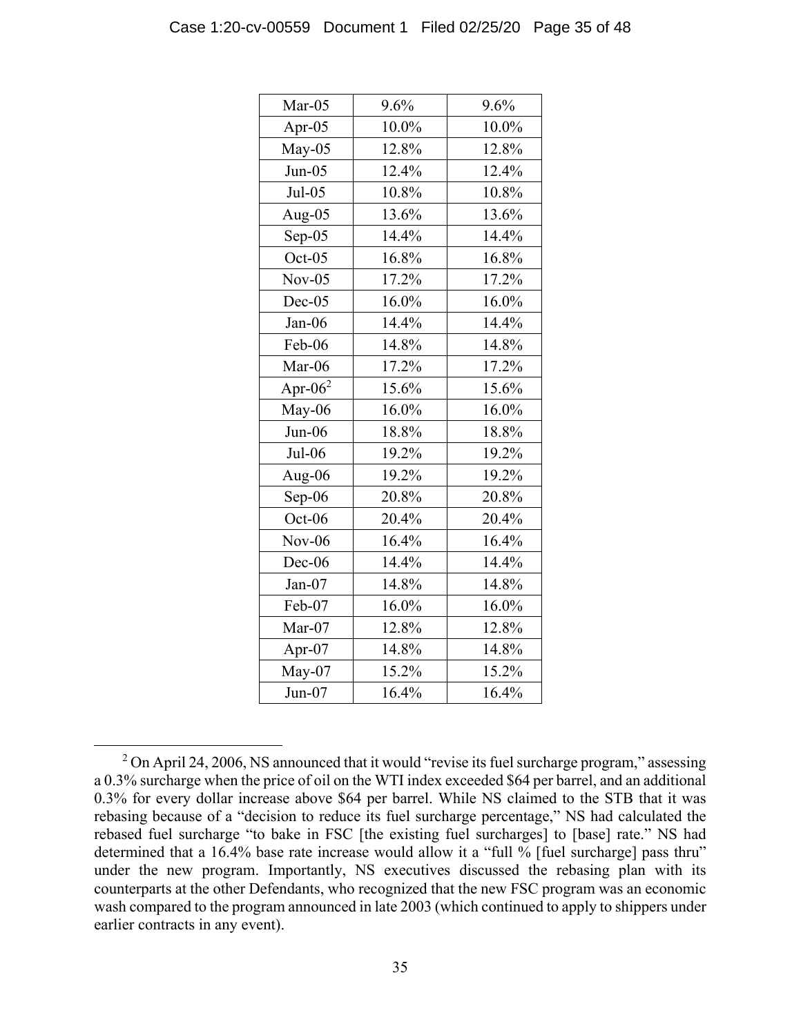| | | |
|---|---|---|
| Mar-05 | 9.6% | 9.6% |
| Apr-05 | 10.0% | 10.0% |
| May-05 | 12.8% | 12.8% |
| Jun-05 | 12.4% | 12.4% |
| Jul-05 | 10.8% | 10.8% |
| Aug-05 | 13.6% | 13.6% |
| Sep-05 | 14.4% | 14.4% |
| Oct-05 | 16.8% | 16.8% |
| Nov-05 | 17.2% | 17.2% |
| Dec-05 | 16.0% | 16.0% |
| Jan-06 | 14.4% | 14.4% |
| Feb-06 | 14.8% | 14.8% |
| Mar-06 | 17.2% | 17.2% |
| Apr-06[2] | 15.6% | 15.6% |
| May-06 | 16.0% | 16.0% |
| Jun-06 | 18.8% | 18.8% |
| Jul-06 | 19.2% | 19.2% |
| Aug-06 | 19.2% | 19.2% |
| Sep-06 | 20.8% | 20.8% |
| Oct-06 | 20.4% | 20.4% |
| Nov-06 | 16.4% | 16.4% |
| Dec-06 | 14.4% | 14.4% |
| Jan-07 | 14.8% | 14.8% |
| Feb-07 | 16.0% | 16.0% |
| Mar-07 | 12.8% | 12.8% |
| Apr-07 | 14.8% | 14.8% |
| May-07 | 15.2% | 15.2% |
| Jun-07 | 16.4% | 16.4% |

[2] On April 24, 2006, NS announced that it would "revise its fuel surcharge program," assessing a 0.3% surcharge when the price of oil on the WTI index exceeded $64 per barrel, and an additional 0.3% for every dollar increase above $64 per barrel. While NS claimed to the STB that it was rebasing because of a "decision to reduce its fuel surcharge percentage," NS had calculated the rebased fuel surcharge "to bake in FSC [the existing fuel surcharges] to [base] rate." NS had determined that a 16.4% base rate increase would allow it a "full % [fuel surcharge] pass thru" under the new program. Importantly, NS executives discussed the rebasing plan with its counterparts at the other Defendants, who recognized that the new FSC program was an economic wash compared to the program announced in late 2003 (which continued to apply to shippers under earlier contracts in any event).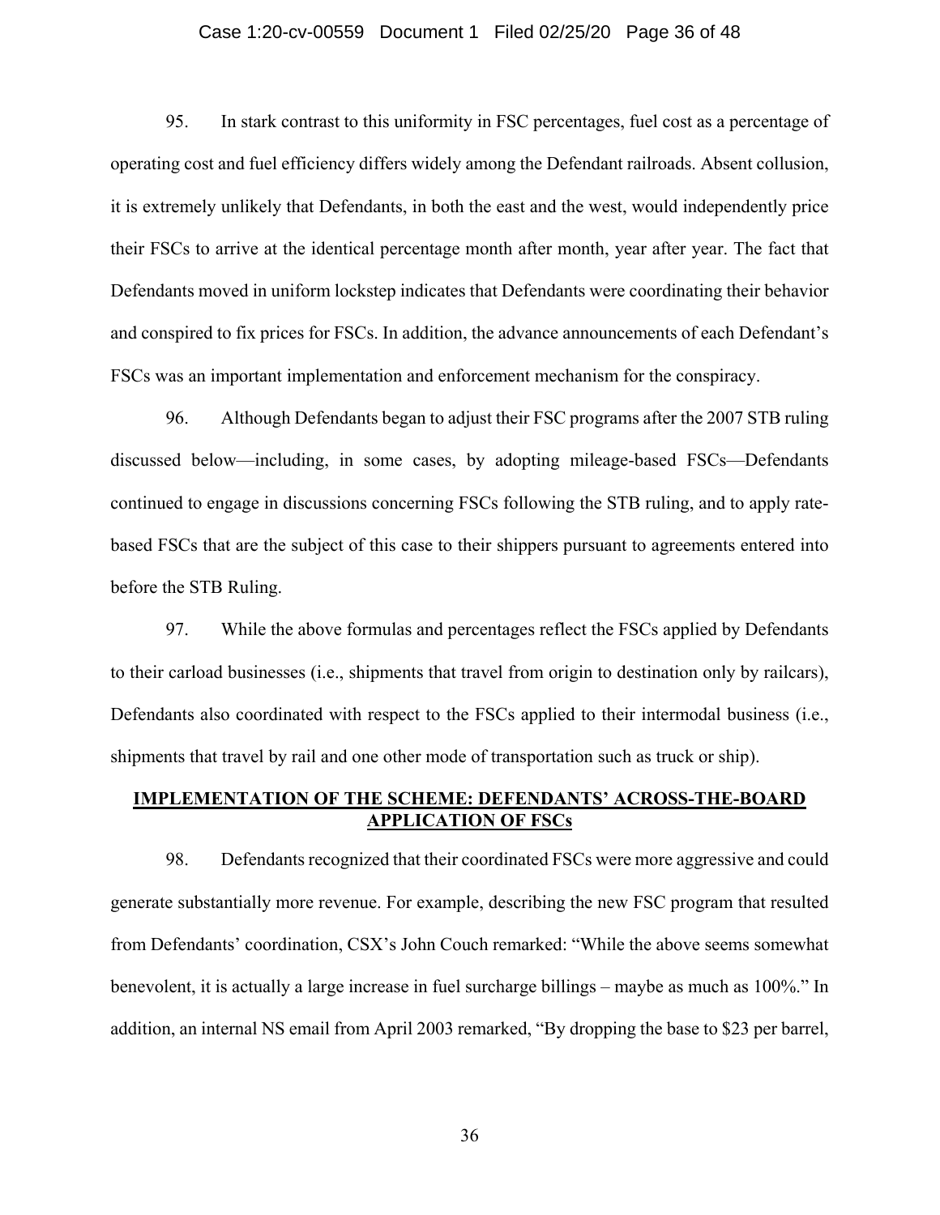95. In stark contrast to this uniformity in FSC percentages, fuel cost as a percentage of operating cost and fuel efficiency differs widely among the Defendant railroads. Absent collusion, it is extremely unlikely that Defendants, in both the east and the west, would independently price their FSCs to arrive at the identical percentage month after month, year after year. The fact that Defendants moved in uniform lockstep indicates that Defendants were coordinating their behavior and conspired to fix prices for FSCs. In addition, the advance announcements of each Defendant's FSCs was an important implementation and enforcement mechanism for the conspiracy.

96. Although Defendants began to adjust their FSC programs after the 2007 STB ruling discussed below—including, in some cases, by adopting mileage-based FSCs—Defendants continued to engage in discussions concerning FSCs following the STB ruling, and to apply rate-based FSCs that are the subject of this case to their shippers pursuant to agreements entered into before the STB Ruling.

97. While the above formulas and percentages reflect the FSCs applied by Defendants to their carload businesses (i.e., shipments that travel from origin to destination only by railcars), Defendants also coordinated with respect to the FSCs applied to their intermodal business (i.e., shipments that travel by rail and one other mode of transportation such as truck or ship).

## IMPLEMENTATION OF THE SCHEME: DEFENDANTS' ACROSS-THE-BOARD APPLICATION OF FSCs

98. Defendants recognized that their coordinated FSCs were more aggressive and could generate substantially more revenue. For example, describing the new FSC program that resulted from Defendants' coordination, CSX's John Couch remarked: "While the above seems somewhat benevolent, it is actually a large increase in fuel surcharge billings – maybe as much as 100%." In addition, an internal NS email from April 2003 remarked, "By dropping the base to \$23 per barrel,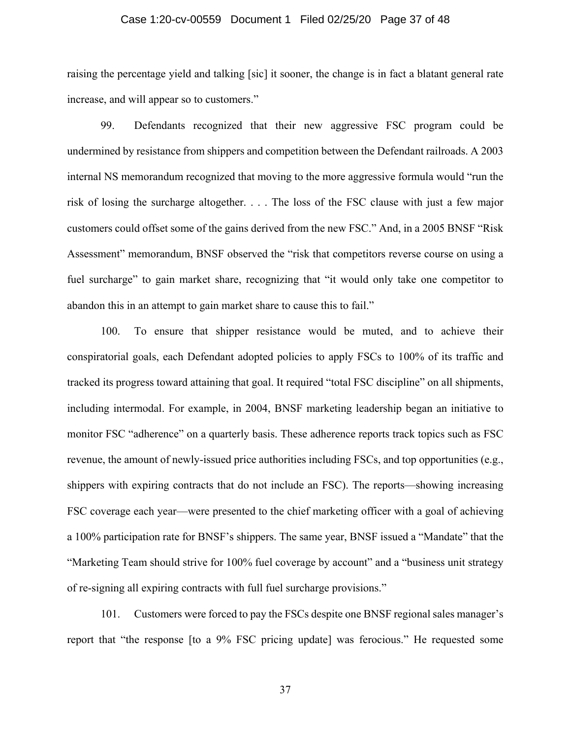raising the percentage yield and talking [sic] it sooner, the change is in fact a blatant general rate increase, and will appear so to customers."

99. Defendants recognized that their new aggressive FSC program could be undermined by resistance from shippers and competition between the Defendant railroads. A 2003 internal NS memorandum recognized that moving to the more aggressive formula would "run the risk of losing the surcharge altogether. . . . The loss of the FSC clause with just a few major customers could offset some of the gains derived from the new FSC." And, in a 2005 BNSF "Risk Assessment" memorandum, BNSF observed the "risk that competitors reverse course on using a fuel surcharge" to gain market share, recognizing that "it would only take one competitor to abandon this in an attempt to gain market share to cause this to fail."

100. To ensure that shipper resistance would be muted, and to achieve their conspiratorial goals, each Defendant adopted policies to apply FSCs to 100% of its traffic and tracked its progress toward attaining that goal. It required "total FSC discipline" on all shipments, including intermodal. For example, in 2004, BNSF marketing leadership began an initiative to monitor FSC "adherence" on a quarterly basis. These adherence reports track topics such as FSC revenue, the amount of newly-issued price authorities including FSCs, and top opportunities (e.g., shippers with expiring contracts that do not include an FSC). The reports—showing increasing FSC coverage each year—were presented to the chief marketing officer with a goal of achieving a 100% participation rate for BNSF's shippers. The same year, BNSF issued a "Mandate" that the "Marketing Team should strive for 100% fuel coverage by account" and a "business unit strategy of re-signing all expiring contracts with full fuel surcharge provisions."

101. Customers were forced to pay the FSCs despite one BNSF regional sales manager's report that "the response [to a 9% FSC pricing update] was ferocious." He requested some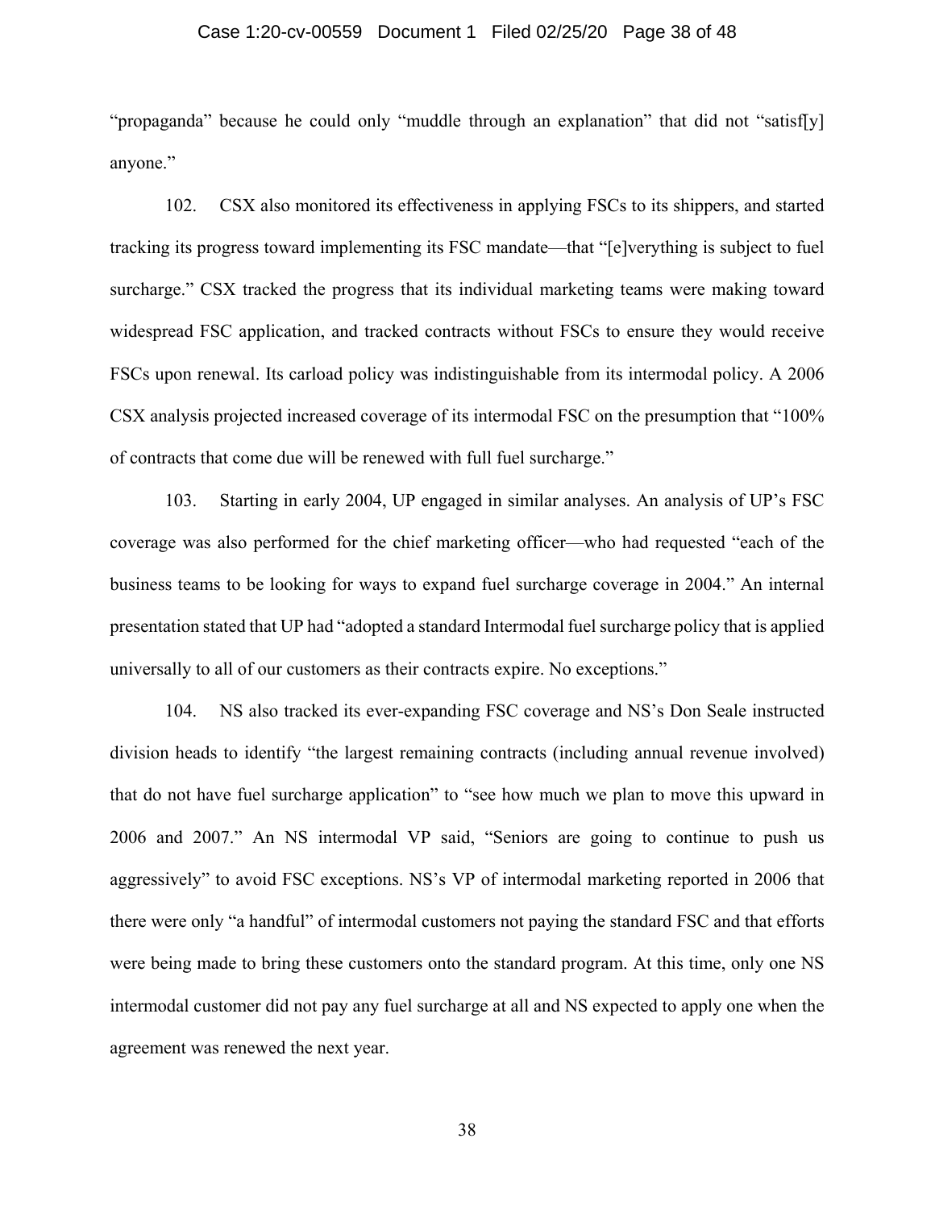"propaganda" because he could only "muddle through an explanation" that did not "satisf[y] anyone."

102. CSX also monitored its effectiveness in applying FSCs to its shippers, and started tracking its progress toward implementing its FSC mandate—that "[e]verything is subject to fuel surcharge." CSX tracked the progress that its individual marketing teams were making toward widespread FSC application, and tracked contracts without FSCs to ensure they would receive FSCs upon renewal. Its carload policy was indistinguishable from its intermodal policy. A 2006 CSX analysis projected increased coverage of its intermodal FSC on the presumption that "100% of contracts that come due will be renewed with full fuel surcharge."

103. Starting in early 2004, UP engaged in similar analyses. An analysis of UP's FSC coverage was also performed for the chief marketing officer—who had requested "each of the business teams to be looking for ways to expand fuel surcharge coverage in 2004." An internal presentation stated that UP had "adopted a standard Intermodal fuel surcharge policy that is applied universally to all of our customers as their contracts expire. No exceptions."

104. NS also tracked its ever-expanding FSC coverage and NS's Don Seale instructed division heads to identify "the largest remaining contracts (including annual revenue involved) that do not have fuel surcharge application" to "see how much we plan to move this upward in 2006 and 2007." An NS intermodal VP said, "Seniors are going to continue to push us aggressively" to avoid FSC exceptions. NS's VP of intermodal marketing reported in 2006 that there were only "a handful" of intermodal customers not paying the standard FSC and that efforts were being made to bring these customers onto the standard program. At this time, only one NS intermodal customer did not pay any fuel surcharge at all and NS expected to apply one when the agreement was renewed the next year.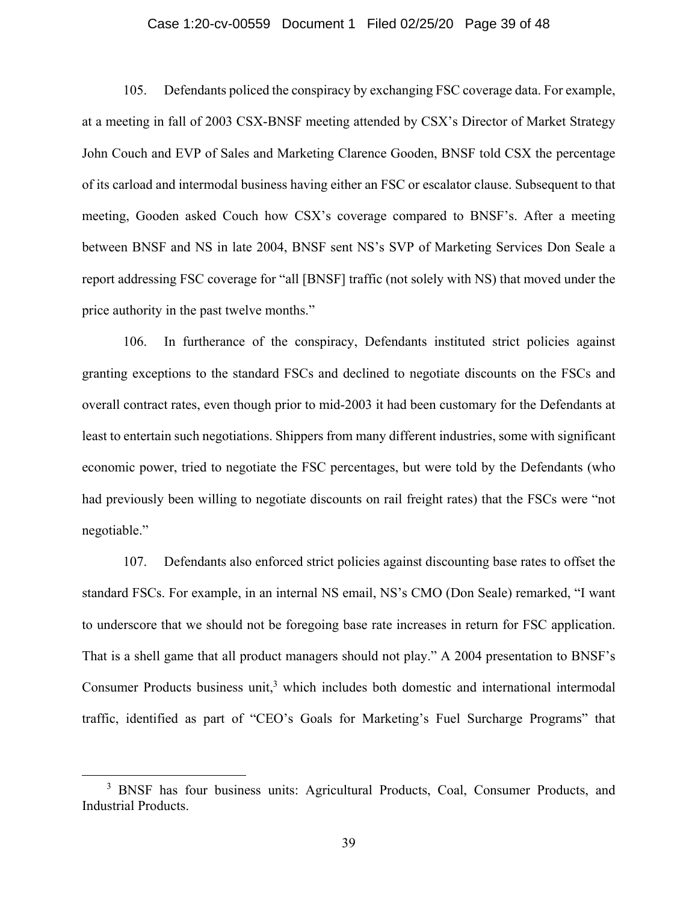105. Defendants policed the conspiracy by exchanging FSC coverage data. For example, at a meeting in fall of 2003 CSX-BNSF meeting attended by CSX's Director of Market Strategy John Couch and EVP of Sales and Marketing Clarence Gooden, BNSF told CSX the percentage of its carload and intermodal business having either an FSC or escalator clause. Subsequent to that meeting, Gooden asked Couch how CSX's coverage compared to BNSF's. After a meeting between BNSF and NS in late 2004, BNSF sent NS's SVP of Marketing Services Don Seale a report addressing FSC coverage for "all [BNSF] traffic (not solely with NS) that moved under the price authority in the past twelve months."

106. In furtherance of the conspiracy, Defendants instituted strict policies against granting exceptions to the standard FSCs and declined to negotiate discounts on the FSCs and overall contract rates, even though prior to mid-2003 it had been customary for the Defendants at least to entertain such negotiations. Shippers from many different industries, some with significant economic power, tried to negotiate the FSC percentages, but were told by the Defendants (who had previously been willing to negotiate discounts on rail freight rates) that the FSCs were "not negotiable."

107. Defendants also enforced strict policies against discounting base rates to offset the standard FSCs. For example, in an internal NS email, NS's CMO (Don Seale) remarked, "I want to underscore that we should not be foregoing base rate increases in return for FSC application. That is a shell game that all product managers should not play." A 2004 presentation to BNSF's Consumer Products business unit,[3] which includes both domestic and international intermodal traffic, identified as part of "CEO's Goals for Marketing's Fuel Surcharge Programs" that

[3] BNSF has four business units: Agricultural Products, Coal, Consumer Products, and Industrial Products.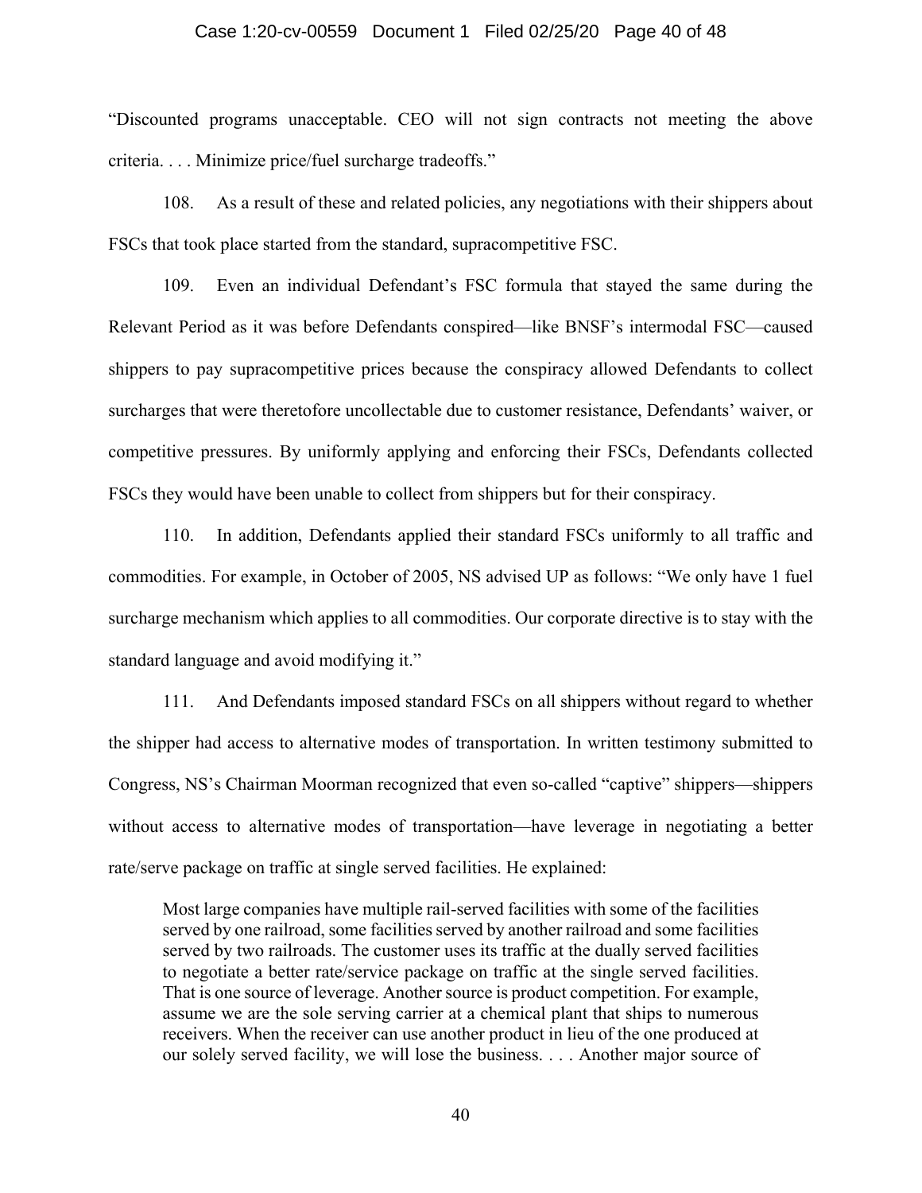"Discounted programs unacceptable. CEO will not sign contracts not meeting the above criteria. . . . Minimize price/fuel surcharge tradeoffs."

108. As a result of these and related policies, any negotiations with their shippers about FSCs that took place started from the standard, supracompetitive FSC.

109. Even an individual Defendant's FSC formula that stayed the same during the Relevant Period as it was before Defendants conspired—like BNSF's intermodal FSC—caused shippers to pay supracompetitive prices because the conspiracy allowed Defendants to collect surcharges that were theretofore uncollectable due to customer resistance, Defendants' waiver, or competitive pressures. By uniformly applying and enforcing their FSCs, Defendants collected FSCs they would have been unable to collect from shippers but for their conspiracy.

110. In addition, Defendants applied their standard FSCs uniformly to all traffic and commodities. For example, in October of 2005, NS advised UP as follows: "We only have 1 fuel surcharge mechanism which applies to all commodities. Our corporate directive is to stay with the standard language and avoid modifying it."

111. And Defendants imposed standard FSCs on all shippers without regard to whether the shipper had access to alternative modes of transportation. In written testimony submitted to Congress, NS's Chairman Moorman recognized that even so-called "captive" shippers—shippers without access to alternative modes of transportation—have leverage in negotiating a better rate/serve package on traffic at single served facilities. He explained:

> Most large companies have multiple rail-served facilities with some of the facilities served by one railroad, some facilities served by another railroad and some facilities served by two railroads. The customer uses its traffic at the dually served facilities to negotiate a better rate/service package on traffic at the single served facilities. That is one source of leverage. Another source is product competition. For example, assume we are the sole serving carrier at a chemical plant that ships to numerous receivers. When the receiver can use another product in lieu of the one produced at our solely served facility, we will lose the business. . . . Another major source of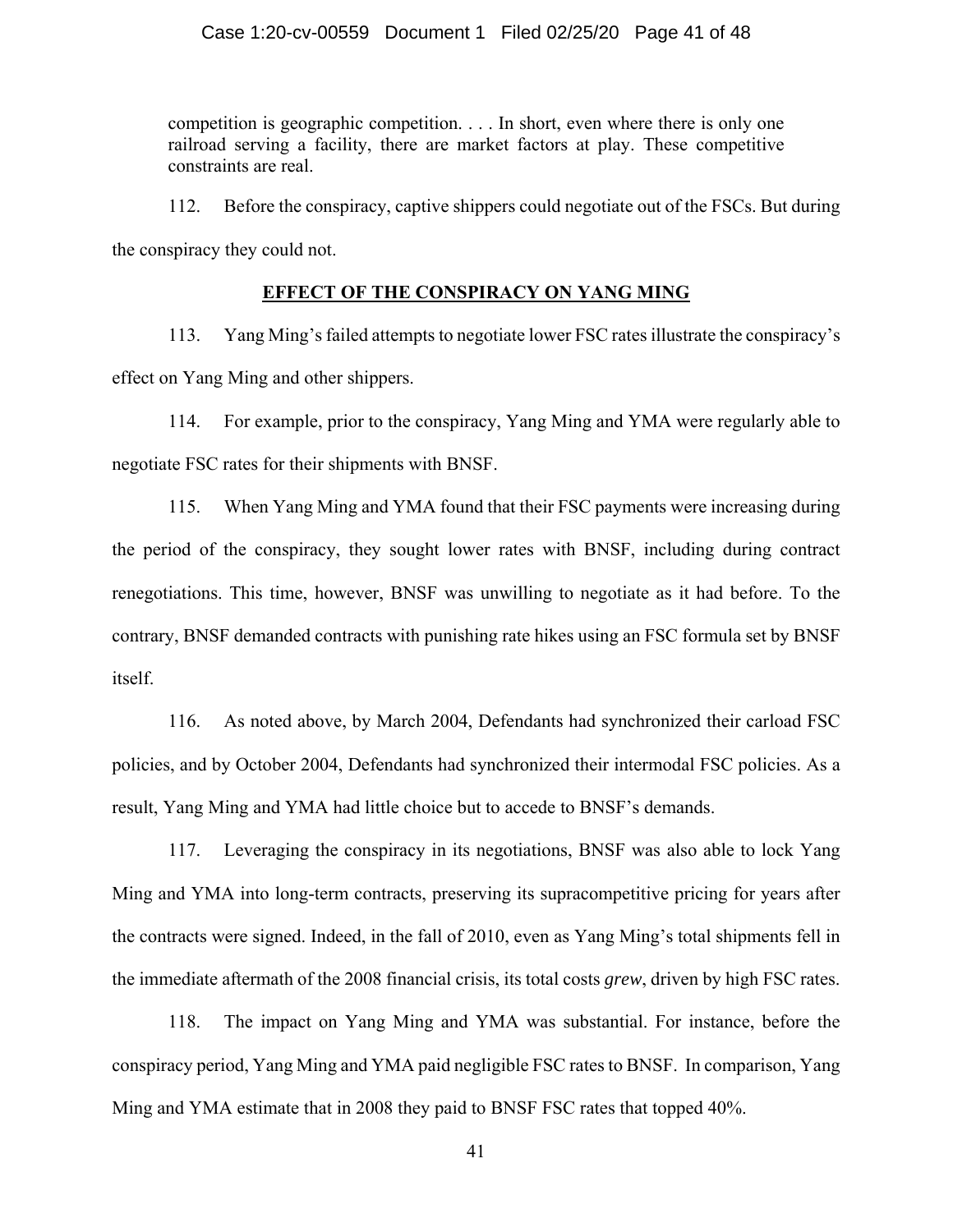> competition is geographic competition. . . . In short, even where there is only one railroad serving a facility, there are market factors at play. These competitive constraints are real.

112. Before the conspiracy, captive shippers could negotiate out of the FSCs. But during the conspiracy they could not.

## **EFFECT OF THE CONSPIRACY ON YANG MING**

113. Yang Ming's failed attempts to negotiate lower FSC rates illustrate the conspiracy's effect on Yang Ming and other shippers.

114. For example, prior to the conspiracy, Yang Ming and YMA were regularly able to negotiate FSC rates for their shipments with BNSF.

115. When Yang Ming and YMA found that their FSC payments were increasing during the period of the conspiracy, they sought lower rates with BNSF, including during contract renegotiations. This time, however, BNSF was unwilling to negotiate as it had before. To the contrary, BNSF demanded contracts with punishing rate hikes using an FSC formula set by BNSF itself.

116. As noted above, by March 2004, Defendants had synchronized their carload FSC policies, and by October 2004, Defendants had synchronized their intermodal FSC policies. As a result, Yang Ming and YMA had little choice but to accede to BNSF's demands.

117. Leveraging the conspiracy in its negotiations, BNSF was also able to lock Yang Ming and YMA into long-term contracts, preserving its supracompetitive pricing for years after the contracts were signed. Indeed, in the fall of 2010, even as Yang Ming's total shipments fell in the immediate aftermath of the 2008 financial crisis, its total costs *grew*, driven by high FSC rates.

118. The impact on Yang Ming and YMA was substantial. For instance, before the conspiracy period, Yang Ming and YMA paid negligible FSC rates to BNSF. In comparison, Yang Ming and YMA estimate that in 2008 they paid to BNSF FSC rates that topped 40%.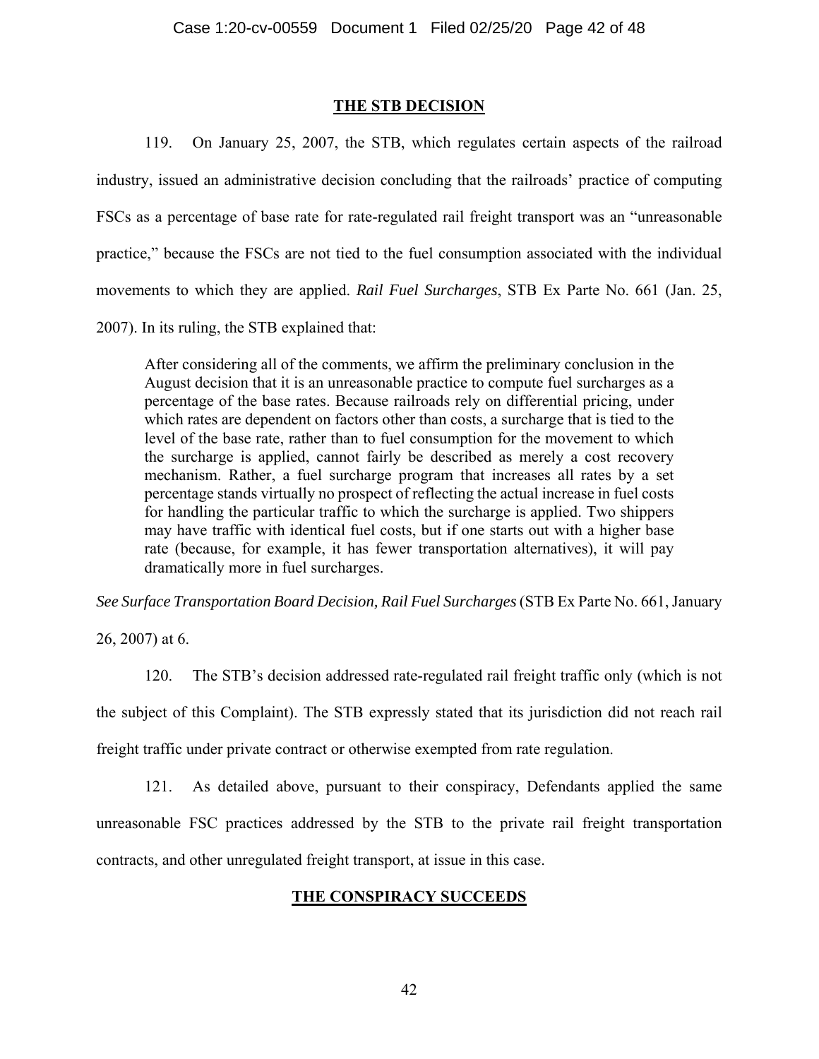## THE STB DECISION

119. On January 25, 2007, the STB, which regulates certain aspects of the railroad industry, issued an administrative decision concluding that the railroads' practice of computing FSCs as a percentage of base rate for rate-regulated rail freight transport was an "unreasonable practice," because the FSCs are not tied to the fuel consumption associated with the individual movements to which they are applied. *Rail Fuel Surcharges*, STB Ex Parte No. 661 (Jan. 25, 2007). In its ruling, the STB explained that:

> After considering all of the comments, we affirm the preliminary conclusion in the August decision that it is an unreasonable practice to compute fuel surcharges as a percentage of the base rates. Because railroads rely on differential pricing, under which rates are dependent on factors other than costs, a surcharge that is tied to the level of the base rate, rather than to fuel consumption for the movement to which the surcharge is applied, cannot fairly be described as merely a cost recovery mechanism. Rather, a fuel surcharge program that increases all rates by a set percentage stands virtually no prospect of reflecting the actual increase in fuel costs for handling the particular traffic to which the surcharge is applied. Two shippers may have traffic with identical fuel costs, but if one starts out with a higher base rate (because, for example, it has fewer transportation alternatives), it will pay dramatically more in fuel surcharges.

*See Surface Transportation Board Decision, Rail Fuel Surcharges* (STB Ex Parte No. 661, January 26, 2007) at 6.

120. The STB's decision addressed rate-regulated rail freight traffic only (which is not the subject of this Complaint). The STB expressly stated that its jurisdiction did not reach rail freight traffic under private contract or otherwise exempted from rate regulation.

121. As detailed above, pursuant to their conspiracy, Defendants applied the same unreasonable FSC practices addressed by the STB to the private rail freight transportation contracts, and other unregulated freight transport, at issue in this case.

## THE CONSPIRACY SUCCEEDS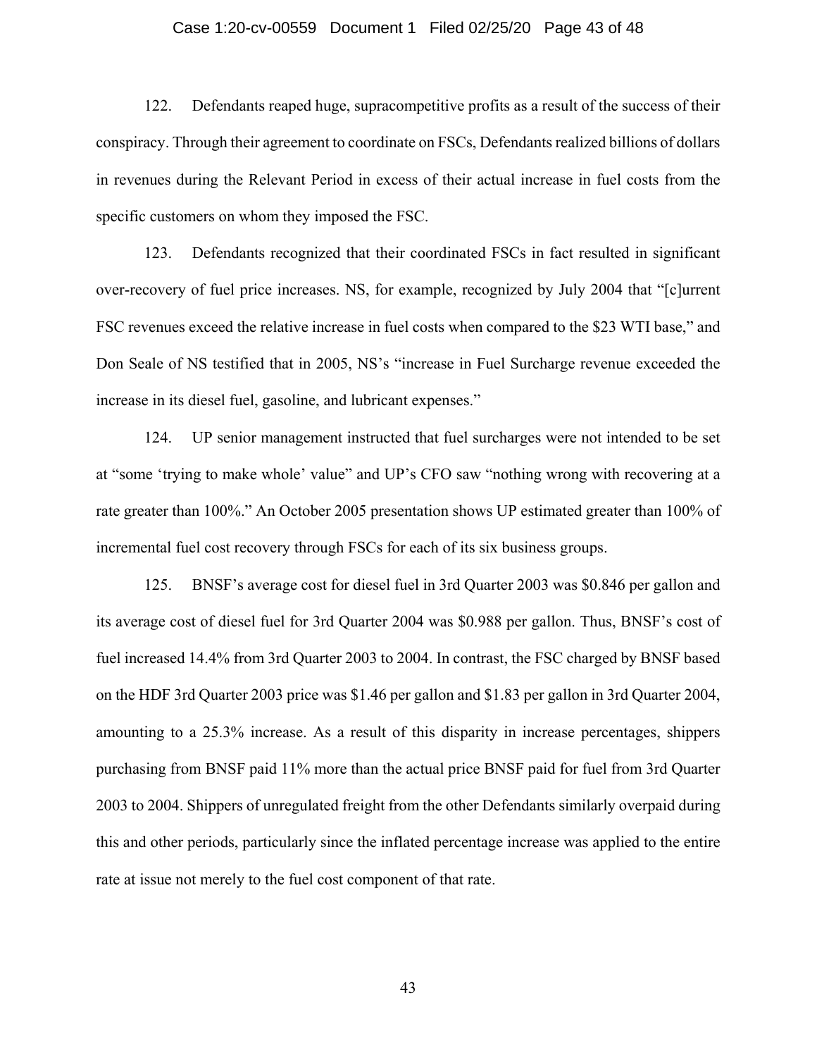122. Defendants reaped huge, supracompetitive profits as a result of the success of their conspiracy. Through their agreement to coordinate on FSCs, Defendants realized billions of dollars in revenues during the Relevant Period in excess of their actual increase in fuel costs from the specific customers on whom they imposed the FSC.

123. Defendants recognized that their coordinated FSCs in fact resulted in significant over-recovery of fuel price increases. NS, for example, recognized by July 2004 that "[c]urrent FSC revenues exceed the relative increase in fuel costs when compared to the $23 WTI base," and Don Seale of NS testified that in 2005, NS's "increase in Fuel Surcharge revenue exceeded the increase in its diesel fuel, gasoline, and lubricant expenses."

124. UP senior management instructed that fuel surcharges were not intended to be set at "some 'trying to make whole' value" and UP's CFO saw "nothing wrong with recovering at a rate greater than 100%." An October 2005 presentation shows UP estimated greater than 100% of incremental fuel cost recovery through FSCs for each of its six business groups.

125. BNSF's average cost for diesel fuel in 3rd Quarter 2003 was $0.846 per gallon and its average cost of diesel fuel for 3rd Quarter 2004 was $0.988 per gallon. Thus, BNSF's cost of fuel increased 14.4% from 3rd Quarter 2003 to 2004. In contrast, the FSC charged by BNSF based on the HDF 3rd Quarter 2003 price was $1.46 per gallon and $1.83 per gallon in 3rd Quarter 2004, amounting to a 25.3% increase. As a result of this disparity in increase percentages, shippers purchasing from BNSF paid 11% more than the actual price BNSF paid for fuel from 3rd Quarter 2003 to 2004. Shippers of unregulated freight from the other Defendants similarly overpaid during this and other periods, particularly since the inflated percentage increase was applied to the entire rate at issue not merely to the fuel cost component of that rate.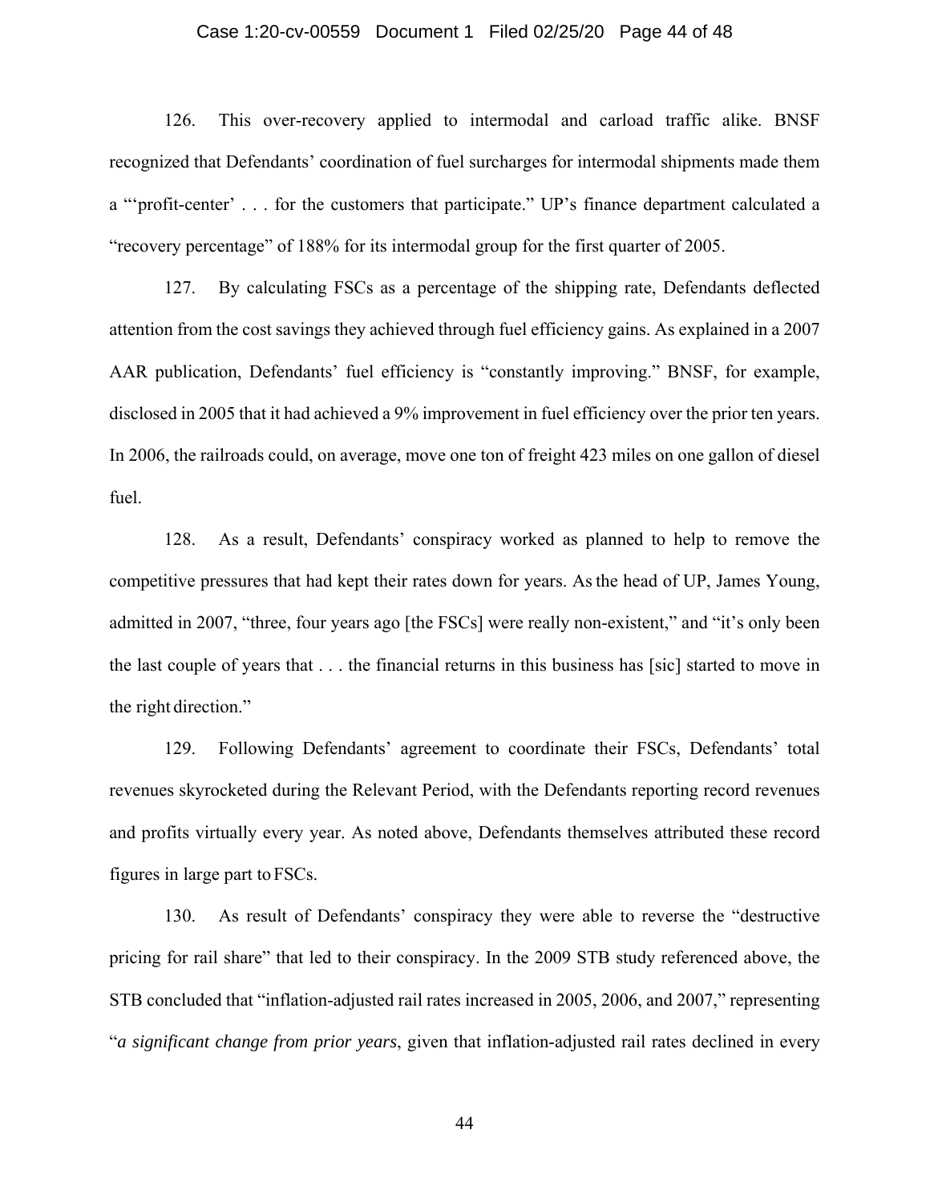126. This over-recovery applied to intermodal and carload traffic alike. BNSF recognized that Defendants' coordination of fuel surcharges for intermodal shipments made them a "'profit-center' . . . for the customers that participate." UP's finance department calculated a "recovery percentage" of 188% for its intermodal group for the first quarter of 2005.

127. By calculating FSCs as a percentage of the shipping rate, Defendants deflected attention from the cost savings they achieved through fuel efficiency gains. As explained in a 2007 AAR publication, Defendants' fuel efficiency is "constantly improving." BNSF, for example, disclosed in 2005 that it had achieved a 9% improvement in fuel efficiency over the prior ten years. In 2006, the railroads could, on average, move one ton of freight 423 miles on one gallon of diesel fuel.

128. As a result, Defendants' conspiracy worked as planned to help to remove the competitive pressures that had kept their rates down for years. As the head of UP, James Young, admitted in 2007, "three, four years ago [the FSCs] were really non-existent," and "it's only been the last couple of years that . . . the financial returns in this business has [sic] started to move in the right direction."

129. Following Defendants' agreement to coordinate their FSCs, Defendants' total revenues skyrocketed during the Relevant Period, with the Defendants reporting record revenues and profits virtually every year. As noted above, Defendants themselves attributed these record figures in large part to FSCs.

130. As result of Defendants' conspiracy they were able to reverse the "destructive pricing for rail share" that led to their conspiracy. In the 2009 STB study referenced above, the STB concluded that "inflation-adjusted rail rates increased in 2005, 2006, and 2007," representing "*a significant change from prior years*, given that inflation-adjusted rail rates declined in every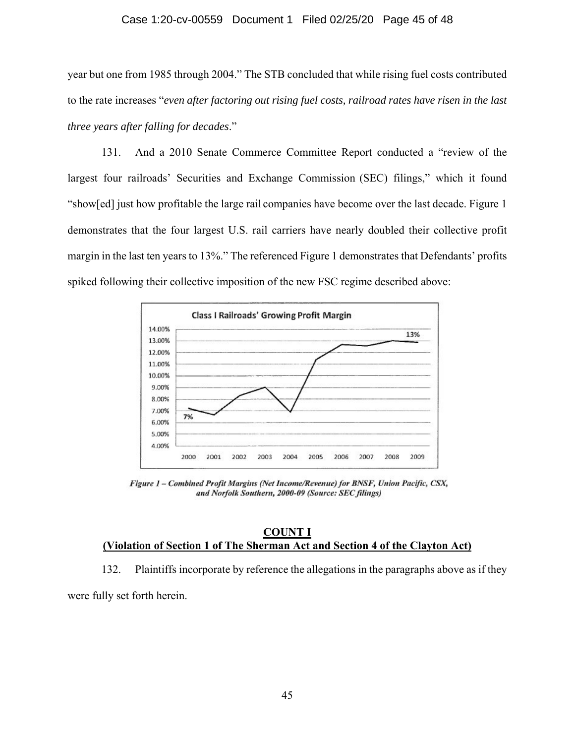year but one from 1985 through 2004." The STB concluded that while rising fuel costs contributed to the rate increases "*even after factoring out rising fuel costs, railroad rates have risen in the last three years after falling for decades*."

131. And a 2010 Senate Commerce Committee Report conducted a "review of the largest four railroads' Securities and Exchange Commission (SEC) filings," which it found "show[ed] just how profitable the large rail companies have become over the last decade. Figure 1 demonstrates that the four largest U.S. rail carriers have nearly doubled their collective profit margin in the last ten years to 13%." The referenced Figure 1 demonstrates that Defendants' profits spiked following their collective imposition of the new FSC regime described above:

***Figure 1 – Combined Profit Margins (Net Income/Revenue) for BNSF, Union Pacific, CSX, and Norfolk Southern, 2000-09 (Source: SEC filings)***

**COUNT I**
**(Violation of Section 1 of The Sherman Act and Section 4 of the Clayton Act)**

132. Plaintiffs incorporate by reference the allegations in the paragraphs above as if they were fully set forth herein.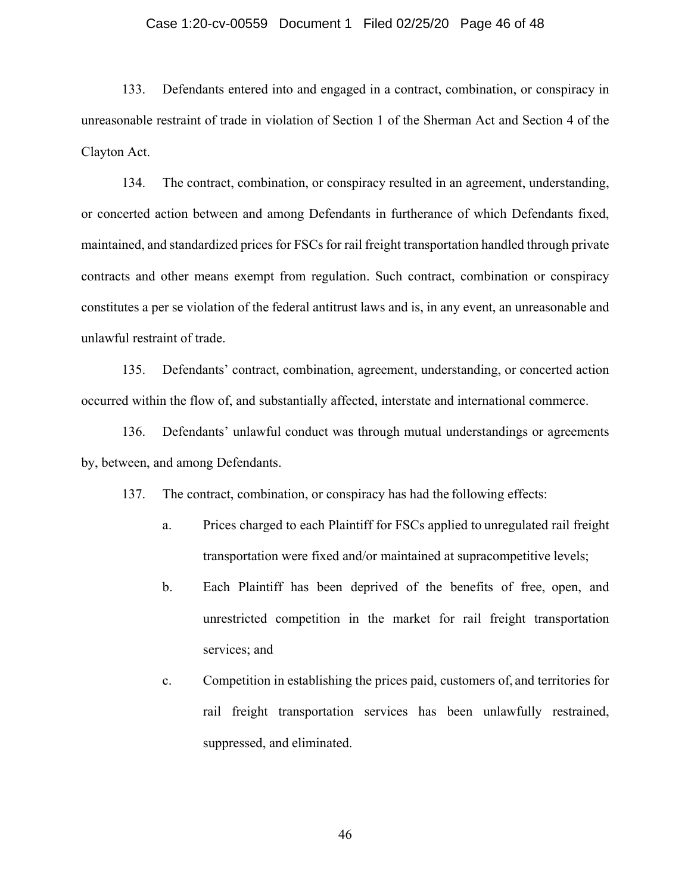133. Defendants entered into and engaged in a contract, combination, or conspiracy in unreasonable restraint of trade in violation of Section 1 of the Sherman Act and Section 4 of the Clayton Act.

134. The contract, combination, or conspiracy resulted in an agreement, understanding, or concerted action between and among Defendants in furtherance of which Defendants fixed, maintained, and standardized prices for FSCs for rail freight transportation handled through private contracts and other means exempt from regulation. Such contract, combination or conspiracy constitutes a per se violation of the federal antitrust laws and is, in any event, an unreasonable and unlawful restraint of trade.

135. Defendants' contract, combination, agreement, understanding, or concerted action occurred within the flow of, and substantially affected, interstate and international commerce.

136. Defendants' unlawful conduct was through mutual understandings or agreements by, between, and among Defendants.

137. The contract, combination, or conspiracy has had the following effects:

a. Prices charged to each Plaintiff for FSCs applied to unregulated rail freight transportation were fixed and/or maintained at supracompetitive levels;

b. Each Plaintiff has been deprived of the benefits of free, open, and unrestricted competition in the market for rail freight transportation services; and

c. Competition in establishing the prices paid, customers of, and territories for rail freight transportation services has been unlawfully restrained, suppressed, and eliminated.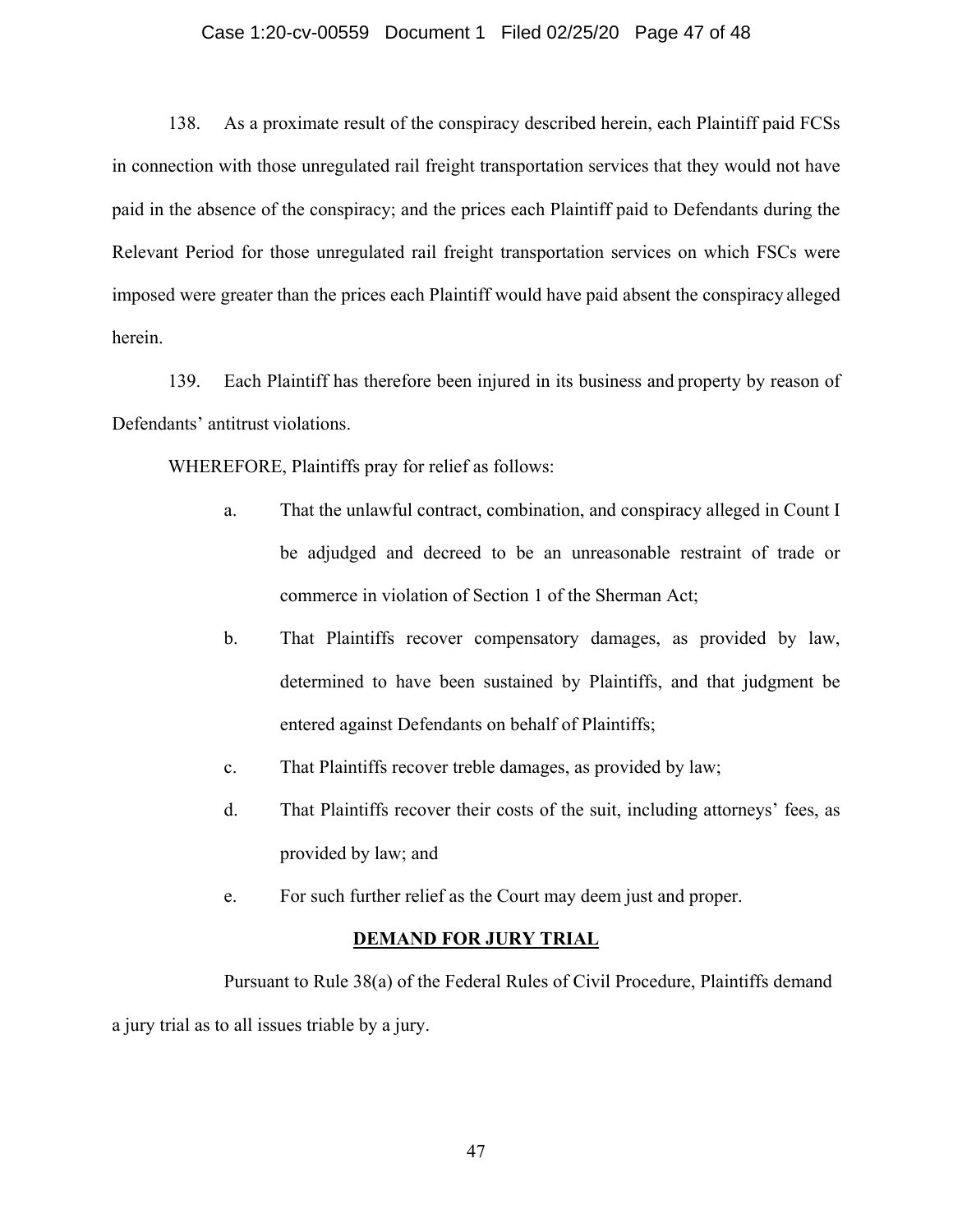138. As a proximate result of the conspiracy described herein, each Plaintiff paid FCSs in connection with those unregulated rail freight transportation services that they would not have paid in the absence of the conspiracy; and the prices each Plaintiff paid to Defendants during the Relevant Period for those unregulated rail freight transportation services on which FSCs were imposed were greater than the prices each Plaintiff would have paid absent the conspiracy alleged herein.

139. Each Plaintiff has therefore been injured in its business and property by reason of Defendants' antitrust violations.

WHEREFORE, Plaintiffs pray for relief as follows:

a. That the unlawful contract, combination, and conspiracy alleged in Count I be adjudged and decreed to be an unreasonable restraint of trade or commerce in violation of Section 1 of the Sherman Act;

b. That Plaintiffs recover compensatory damages, as provided by law, determined to have been sustained by Plaintiffs, and that judgment be entered against Defendants on behalf of Plaintiffs;

c. That Plaintiffs recover treble damages, as provided by law;

d. That Plaintiffs recover their costs of the suit, including attorneys' fees, as provided by law; and

e. For such further relief as the Court may deem just and proper.

## DEMAND FOR JURY TRIAL

Pursuant to Rule 38(a) of the Federal Rules of Civil Procedure, Plaintiffs demand a jury trial as to all issues triable by a jury.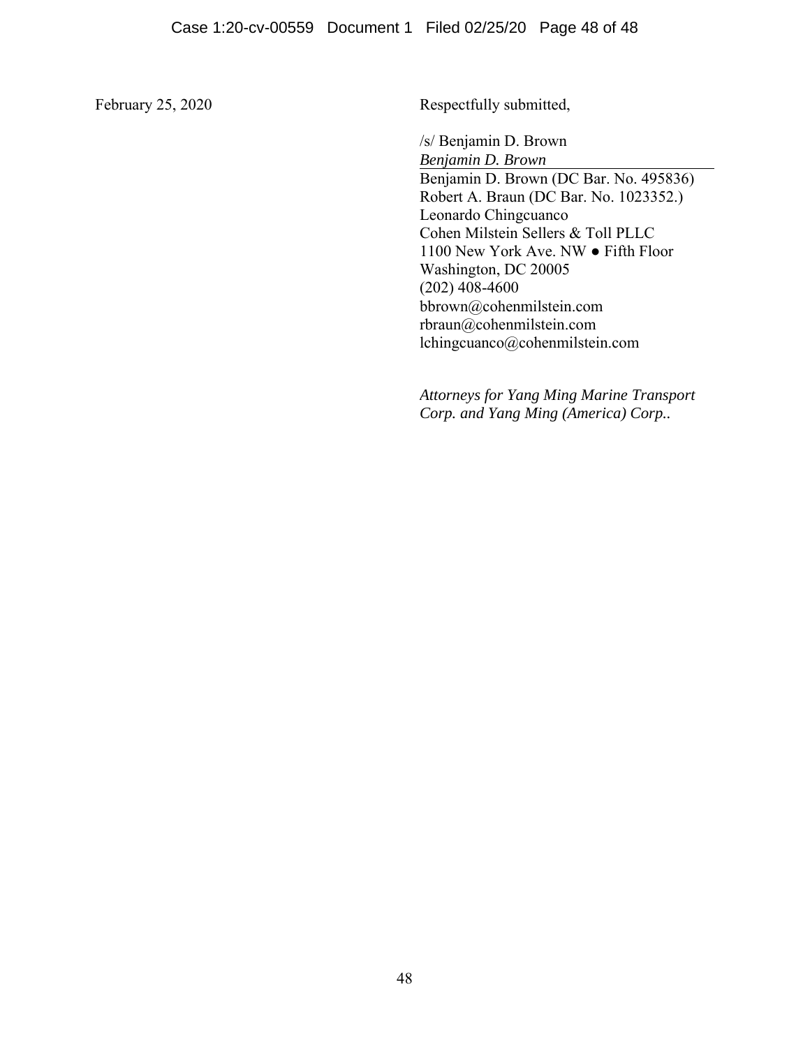February 25, 2020

Respectfully submitted,

/s/ Benjamin D. Brown
*Benjamin D. Brown*

Benjamin D. Brown (DC Bar. No. 495836)
Robert A. Braun (DC Bar. No. 1023352.)
Leonardo Chingcuanco
Cohen Milstein Sellers & Toll PLLC
1100 New York Ave. NW ● Fifth Floor
Washington, DC 20005
(202) 408-4600
bbrown@cohenmilstein.com
rbraun@cohenmilstein.com
lchingcuanco@cohenmilstein.com

*Attorneys for Yang Ming Marine Transport Corp. and Yang Ming (America) Corp..*